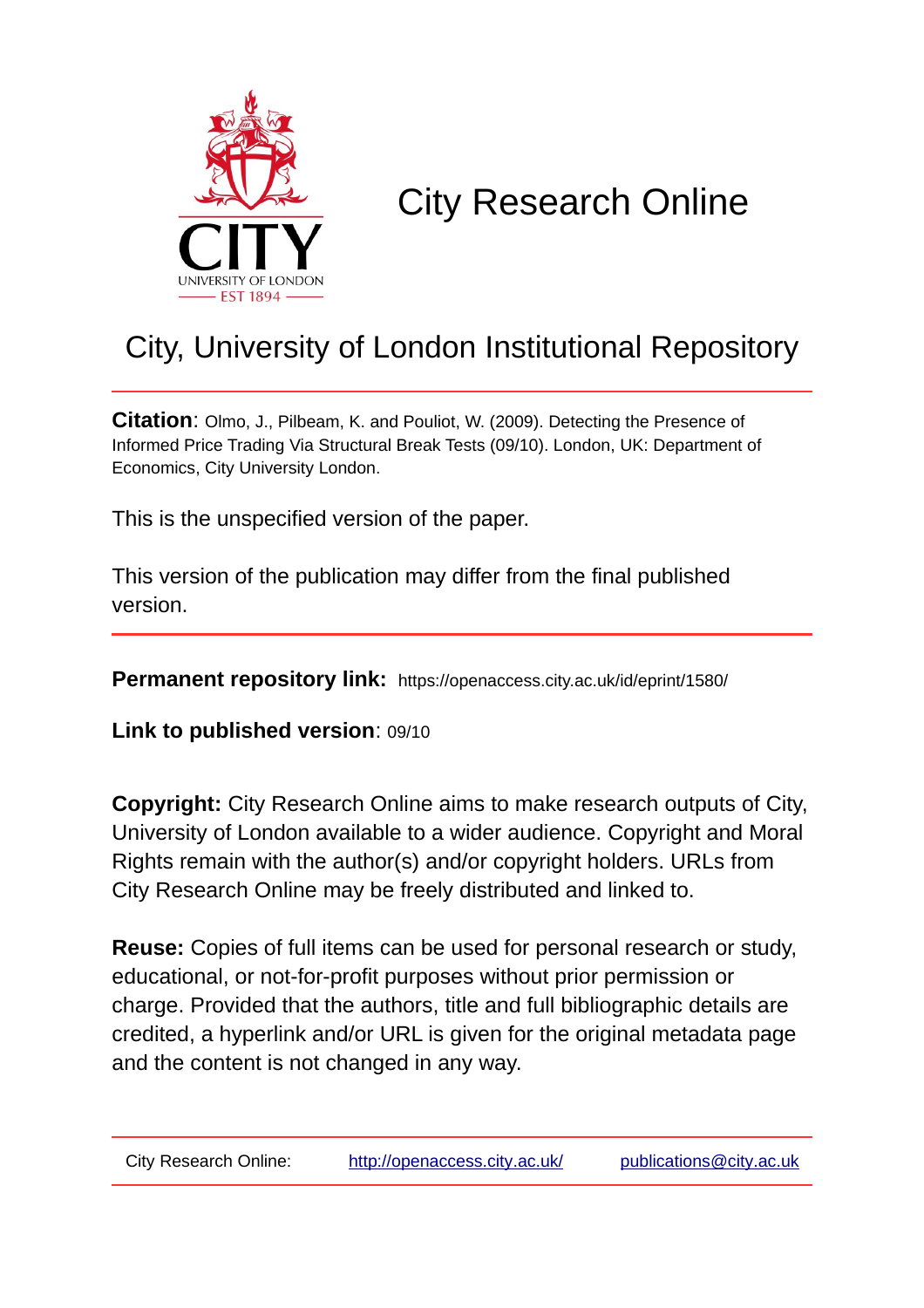# City Research Online

## City, University of London Institutional Repository

**Citation**: Olmo, J., Pilbeam, K. and Pouliot, W. (2009). Detecting the Presence of Informed Price Trading Via Structural Break Tests (09/10). London, UK: Department of Economics, City University London.

This is the unspecified version of the paper.

This version of the publication may differ from the final published version.

---

**Permanent repository link:** https://openaccess.city.ac.uk/id/eprint/1580/

**Link to published version**: 09/10

**Copyright:** City Research Online aims to make research outputs of City, University of London available to a wider audience. Copyright and Moral Rights remain with the author(s) and/or copyright holders. URLs from City Research Online may be freely distributed and linked to.

**Reuse:** Copies of full items can be used for personal research or study, educational, or not-for-profit purposes without prior permission or charge. Provided that the authors, title and full bibliographic details are credited, a hyperlink and/or URL is given for the original metadata page and the content is not changed in any way.

---

City Research Online: http://openaccess.city.ac.uk/ publications@city.ac.uk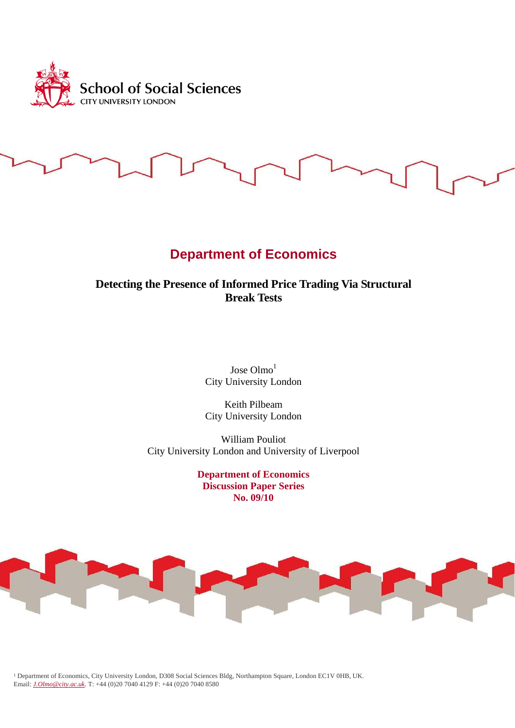School of Social Sciences

CITY UNIVERSITY LONDON

# Department of Economics

## Detecting the Presence of Informed Price Trading Via Structural Break Tests

Jose Olmo[1]
City University London

Keith Pilbeam
City University London

William Pouliot
City University London and University of Liverpool

**Department of Economics**
**Discussion Paper Series**
**No. 09/10**

[1] Department of Economics, City University London, D308 Social Sciences Bldg, Northampton Square, London EC1V 0HB, UK.
Email: *J.Olmo@city.ac.uk*. T: +44 (0)20 7040 4129 F: +44 (0)20 7040 8580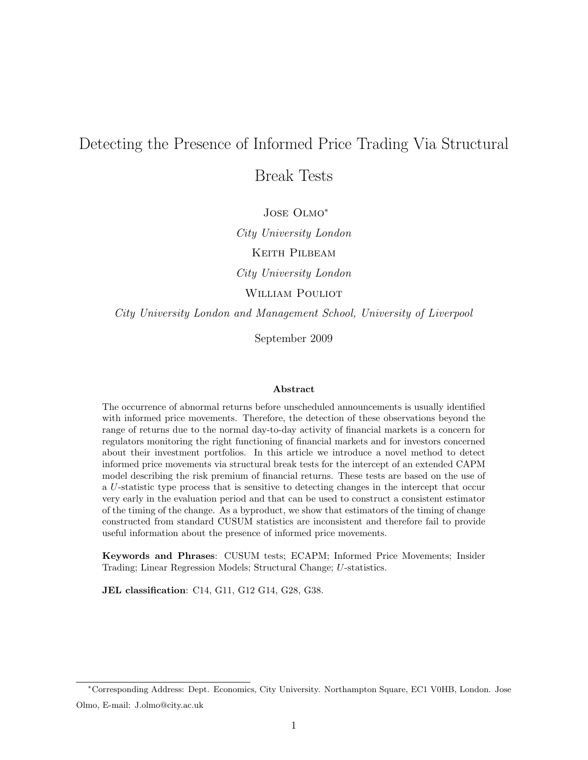// Detecting the Presence of Informed Price Trading Via Structural Break Tests

Jose Olmo[*]

*City University London*

Keith Pilbeam

*City University London*

William Pouliot

*City University London and Management School, University of Liverpool*

September 2009

**Abstract**

The occurrence of abnormal returns before unscheduled announcements is usually identified with informed price movements. Therefore, the detection of these observations beyond the range of returns due to the normal day-to-day activity of financial markets is a concern for regulators monitoring the right functioning of financial markets and for investors concerned about their investment portfolios. In this article we introduce a novel method to detect informed price movements via structural break tests for the intercept of an extended CAPM model describing the risk premium of financial returns. These tests are based on the use of a $U$-statistic type process that is sensitive to detecting changes in the intercept that occur very early in the evaluation period and that can be used to construct a consistent estimator of the timing of the change. As a byproduct, we show that estimators of the timing of change constructed from standard CUSUM statistics are inconsistent and therefore fail to provide useful information about the presence of informed price movements.

**Keywords and Phrases**: CUSUM tests; ECAPM; Informed Price Movements; Insider Trading; Linear Regression Models; Structural Change; $U$-statistics.

**JEL classification**: C14, G11, G12 G14, G28, G38.

[*] Corresponding Address: Dept. Economics, City University. Northampton Square, EC1 V0HB, London. Jose Olmo, E-mail: J.olmo@city.ac.uk

# Detecting the Presence of Informed Price Trading Via Structural Break Tests

Jose Olmo[*]

*City University London*

Keith Pilbeam

*City University London*

William Pouliot

*City University London and Management School, University of Liverpool*

September 2009

**Abstract**

The occurrence of abnormal returns before unscheduled announcements is usually identified with informed price movements. Therefore, the detection of these observations beyond the range of returns due to the normal day-to-day activity of financial markets is a concern for regulators monitoring the right functioning of financial markets and for investors concerned about their investment portfolios. In this article we introduce a novel method to detect informed price movements via structural break tests for the intercept of an extended CAPM model describing the risk premium of financial returns. These tests are based on the use of a $U$-statistic type process that is sensitive to detecting changes in the intercept that occur very early in the evaluation period and that can be used to construct a consistent estimator of the timing of the change. As a byproduct, we show that estimators of the timing of change constructed from standard CUSUM statistics are inconsistent and therefore fail to provide useful information about the presence of informed price movements.

**Keywords and Phrases**: CUSUM tests; ECAPM; Informed Price Movements; Insider Trading; Linear Regression Models; Structural Change; $U$-statistics.

**JEL classification**: C14, G11, G12 G14, G28, G38.

[*] Corresponding Address: Dept. Economics, City University. Northampton Square, EC1 V0HB, London. Jose Olmo, E-mail: J.olmo@city.ac.uk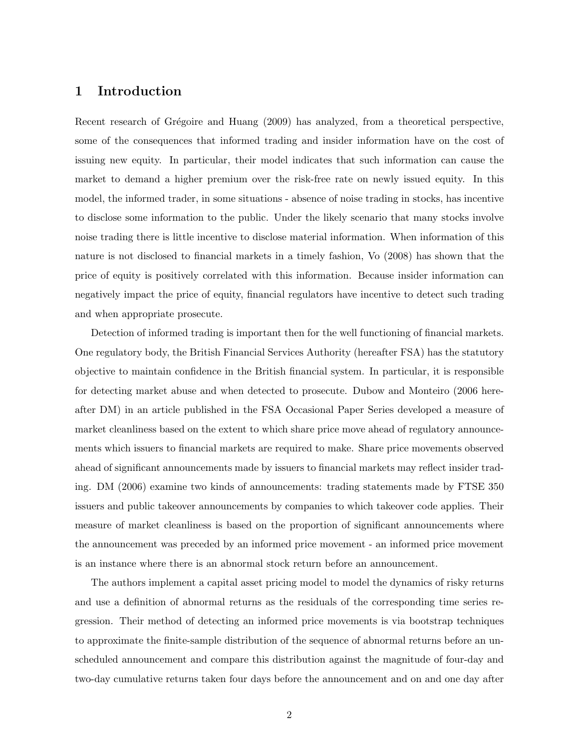# 1 Introduction

Recent research of Grégoire and Huang (2009) has analyzed, from a theoretical perspective, some of the consequences that informed trading and insider information have on the cost of issuing new equity. In particular, their model indicates that such information can cause the market to demand a higher premium over the risk-free rate on newly issued equity. In this model, the informed trader, in some situations - absence of noise trading in stocks, has incentive to disclose some information to the public. Under the likely scenario that many stocks involve noise trading there is little incentive to disclose material information. When information of this nature is not disclosed to financial markets in a timely fashion, Vo (2008) has shown that the price of equity is positively correlated with this information. Because insider information can negatively impact the price of equity, financial regulators have incentive to detect such trading and when appropriate prosecute.

Detection of informed trading is important then for the well functioning of financial markets. One regulatory body, the British Financial Services Authority (hereafter FSA) has the statutory objective to maintain confidence in the British financial system. In particular, it is responsible for detecting market abuse and when detected to prosecute. Dubow and Monteiro (2006 hereafter DM) in an article published in the FSA Occasional Paper Series developed a measure of market cleanliness based on the extent to which share price move ahead of regulatory announcements which issuers to financial markets are required to make. Share price movements observed ahead of significant announcements made by issuers to financial markets may reflect insider trading. DM (2006) examine two kinds of announcements: trading statements made by FTSE 350 issuers and public takeover announcements by companies to which takeover code applies. Their measure of market cleanliness is based on the proportion of significant announcements where the announcement was preceded by an informed price movement - an informed price movement is an instance where there is an abnormal stock return before an announcement.

The authors implement a capital asset pricing model to model the dynamics of risky returns and use a definition of abnormal returns as the residuals of the corresponding time series regression. Their method of detecting an informed price movements is via bootstrap techniques to approximate the finite-sample distribution of the sequence of abnormal returns before an unscheduled announcement and compare this distribution against the magnitude of four-day and two-day cumulative returns taken four days before the announcement and on and one day after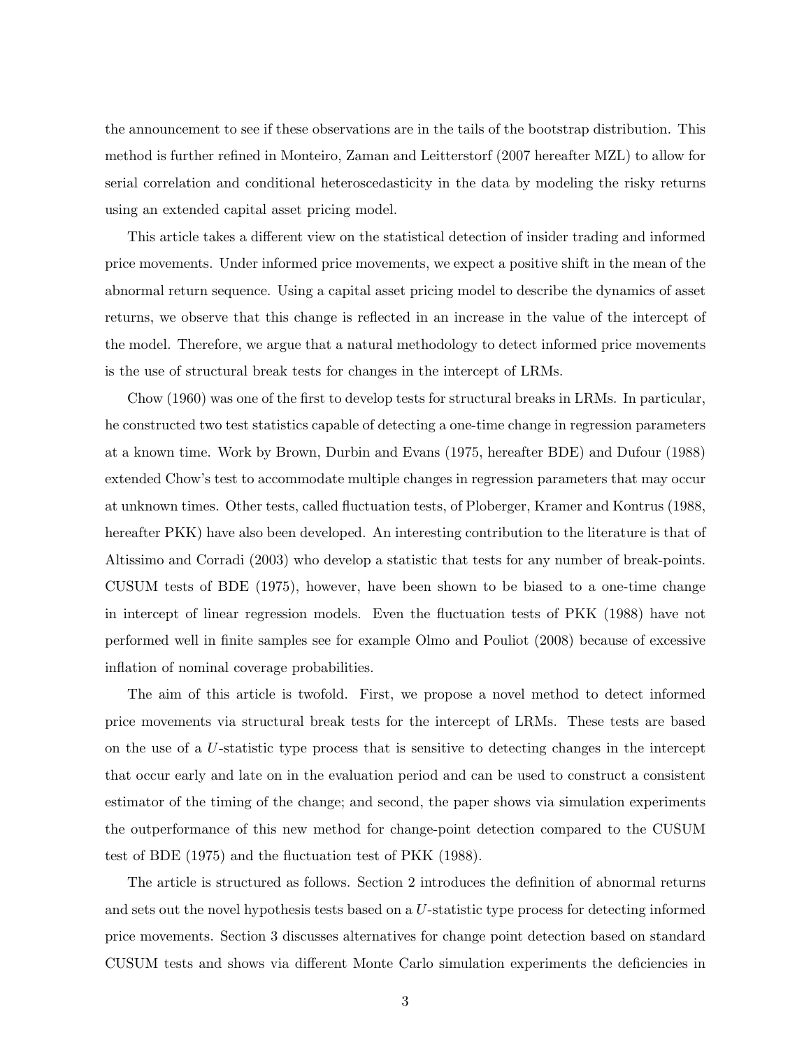the announcement to see if these observations are in the tails of the bootstrap distribution. This method is further refined in Monteiro, Zaman and Leitterstorf (2007 hereafter MZL) to allow for serial correlation and conditional heteroscedasticity in the data by modeling the risky returns using an extended capital asset pricing model.

This article takes a different view on the statistical detection of insider trading and informed price movements. Under informed price movements, we expect a positive shift in the mean of the abnormal return sequence. Using a capital asset pricing model to describe the dynamics of asset returns, we observe that this change is reflected in an increase in the value of the intercept of the model. Therefore, we argue that a natural methodology to detect informed price movements is the use of structural break tests for changes in the intercept of LRMs.

Chow (1960) was one of the first to develop tests for structural breaks in LRMs. In particular, he constructed two test statistics capable of detecting a one-time change in regression parameters at a known time. Work by Brown, Durbin and Evans (1975, hereafter BDE) and Dufour (1988) extended Chow's test to accommodate multiple changes in regression parameters that may occur at unknown times. Other tests, called fluctuation tests, of Ploberger, Kramer and Kontrus (1988, hereafter PKK) have also been developed. An interesting contribution to the literature is that of Altissimo and Corradi (2003) who develop a statistic that tests for any number of break-points. CUSUM tests of BDE (1975), however, have been shown to be biased to a one-time change in intercept of linear regression models. Even the fluctuation tests of PKK (1988) have not performed well in finite samples see for example Olmo and Pouliot (2008) because of excessive inflation of nominal coverage probabilities.

The aim of this article is twofold. First, we propose a novel method to detect informed price movements via structural break tests for the intercept of LRMs. These tests are based on the use of a $U$-statistic type process that is sensitive to detecting changes in the intercept that occur early and late on in the evaluation period and can be used to construct a consistent estimator of the timing of the change; and second, the paper shows via simulation experiments the outperformance of this new method for change-point detection compared to the CUSUM test of BDE (1975) and the fluctuation test of PKK (1988).

The article is structured as follows. Section 2 introduces the definition of abnormal returns and sets out the novel hypothesis tests based on a $U$-statistic type process for detecting informed price movements. Section 3 discusses alternatives for change point detection based on standard CUSUM tests and shows via different Monte Carlo simulation experiments the deficiencies in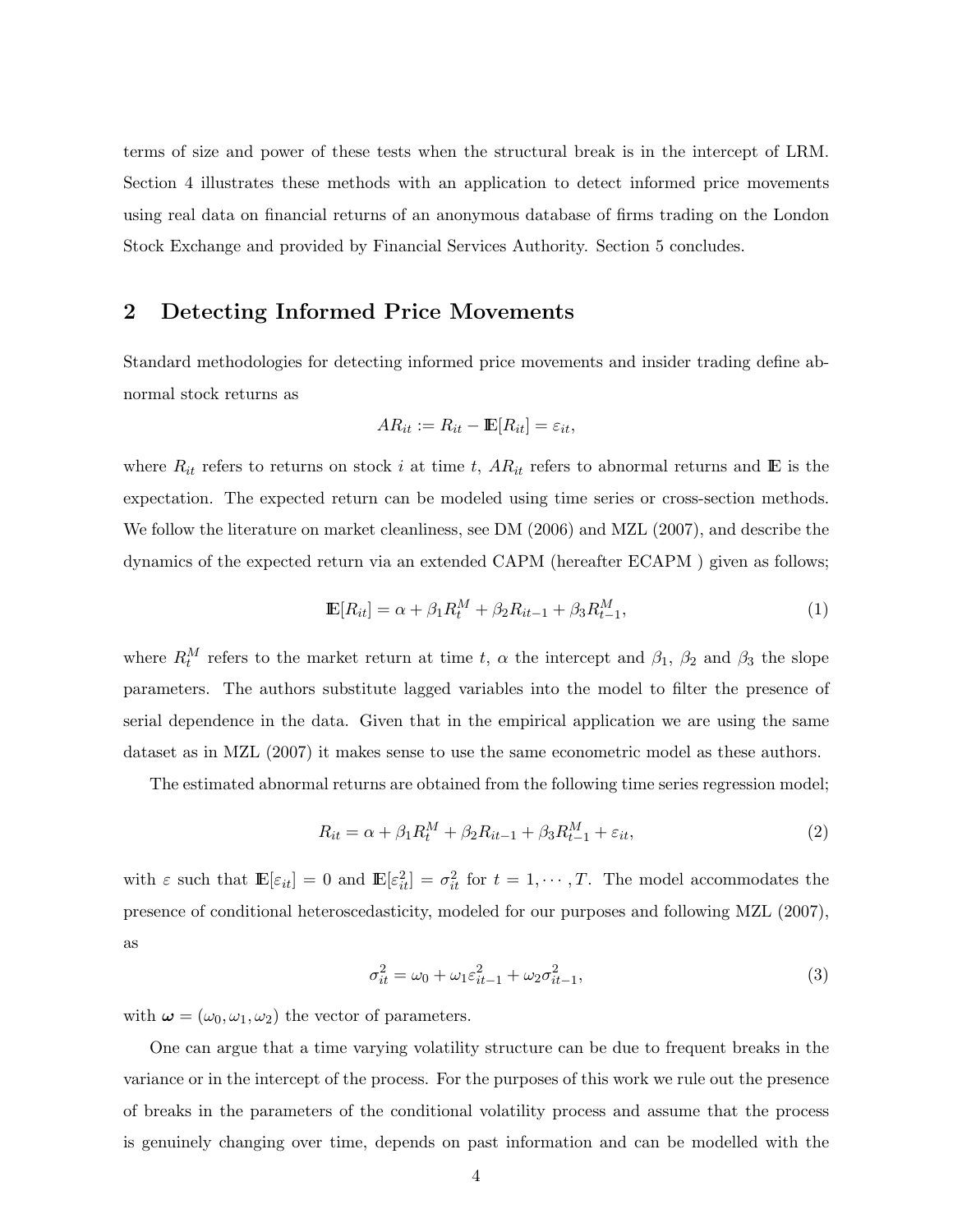terms of size and power of these tests when the structural break is in the intercept of LRM. Section 4 illustrates these methods with an application to detect informed price movements using real data on financial returns of an anonymous database of firms trading on the London Stock Exchange and provided by Financial Services Authority. Section 5 concludes.

## 2 Detecting Informed Price Movements

Standard methodologies for detecting informed price movements and insider trading define abnormal stock returns as

$$AR_{it} := R_{it} - \mathbb{E}[R_{it}] = \varepsilon_{it},$$

where $R_{it}$ refers to returns on stock $i$ at time $t$, $AR_{it}$ refers to abnormal returns and $\mathbb{E}$ is the expectation. The expected return can be modeled using time series or cross-section methods. We follow the literature on market cleanliness, see DM (2006) and MZL (2007), and describe the dynamics of the expected return via an extended CAPM (hereafter ECAPM ) given as follows;

$$\mathbb{E}[R_{it}] = \alpha + \beta_1 R_t^M + \beta_2 R_{it-1} + \beta_3 R_{t-1}^M, \tag{1}$$

where $R_t^M$ refers to the market return at time $t$, $\alpha$ the intercept and $\beta_1$, $\beta_2$ and $\beta_3$ the slope parameters. The authors substitute lagged variables into the model to filter the presence of serial dependence in the data. Given that in the empirical application we are using the same dataset as in MZL (2007) it makes sense to use the same econometric model as these authors.

The estimated abnormal returns are obtained from the following time series regression model;

$$R_{it} = \alpha + \beta_1 R_t^M + \beta_2 R_{it-1} + \beta_3 R_{t-1}^M + \varepsilon_{it}, \tag{2}$$

with $\varepsilon$ such that $\mathbb{E}[\varepsilon_{it}] = 0$ and $\mathbb{E}[\varepsilon_{it}^2] = \sigma_{it}^2$ for $t = 1, \cdots, T$. The model accommodates the presence of conditional heteroscedasticity, modeled for our purposes and following MZL (2007), as

$$\sigma_{it}^2 = \omega_0 + \omega_1 \varepsilon_{it-1}^2 + \omega_2 \sigma_{it-1}^2, \tag{3}$$

with $\boldsymbol{\omega} = (\omega_0, \omega_1, \omega_2)$ the vector of parameters.

One can argue that a time varying volatility structure can be due to frequent breaks in the variance or in the intercept of the process. For the purposes of this work we rule out the presence of breaks in the parameters of the conditional volatility process and assume that the process is genuinely changing over time, depends on past information and can be modelled with the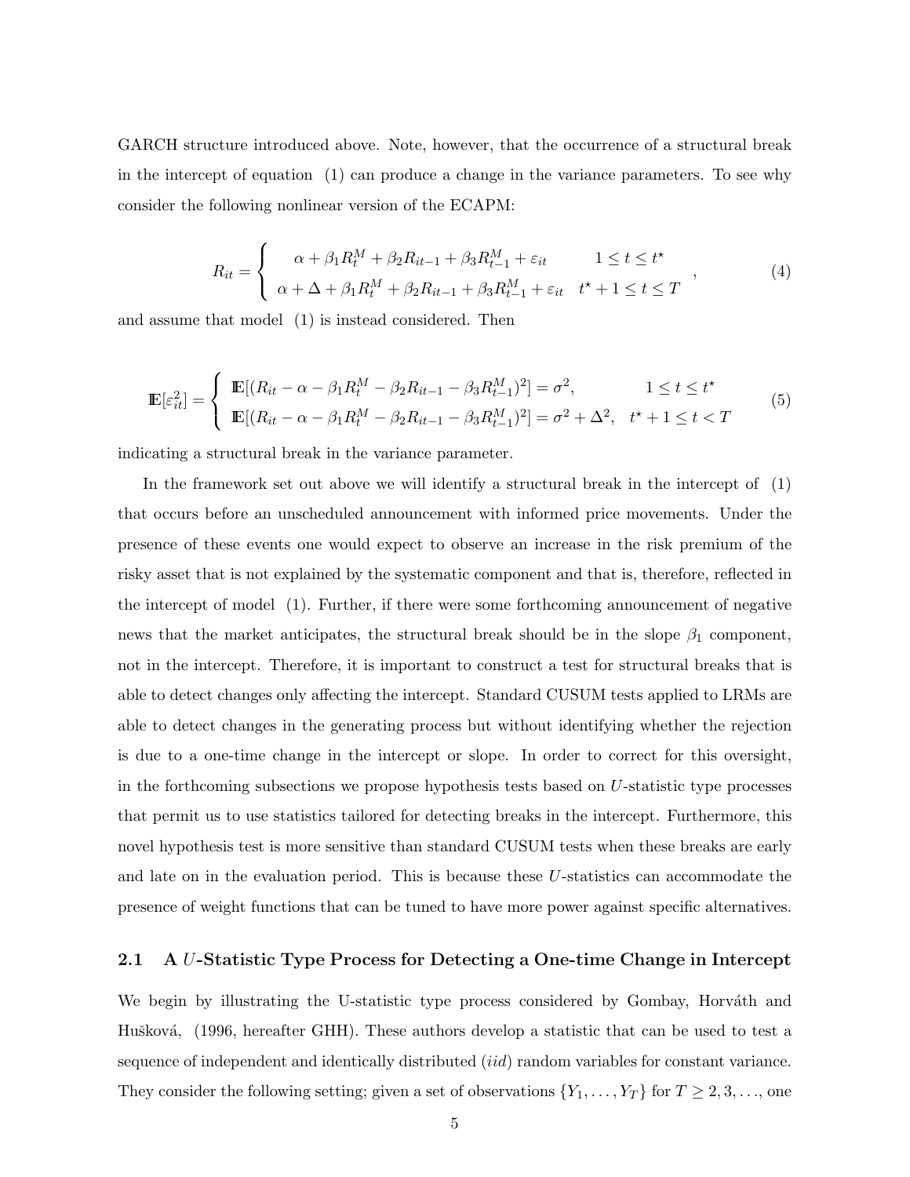GARCH structure introduced above. Note, however, that the occurrence of a structural break in the intercept of equation (1) can produce a change in the variance parameters. To see why consider the following nonlinear version of the ECAPM:

$$R_{it} = \begin{cases} \alpha + \beta_1 R_t^M + \beta_2 R_{it-1} + \beta_3 R_{t-1}^M + \varepsilon_{it} & 1 \leq t \leq t^\star \\ \alpha + \Delta + \beta_1 R_t^M + \beta_2 R_{it-1} + \beta_3 R_{t-1}^M + \varepsilon_{it} & t^\star + 1 \leq t \leq T \end{cases}, \tag{4}$$

and assume that model (1) is instead considered. Then

$$\mathbb{E}[\varepsilon_{it}^2] = \begin{cases} \mathbb{E}[(R_{it} - \alpha - \beta_1 R_t^M - \beta_2 R_{it-1} - \beta_3 R_{t-1}^M)^2] = \sigma^2, & 1 \leq t \leq t^\star \\ \mathbb{E}[(R_{it} - \alpha - \beta_1 R_t^M - \beta_2 R_{it-1} - \beta_3 R_{t-1}^M)^2] = \sigma^2 + \Delta^2, & t^\star + 1 \leq t < T \end{cases} \tag{5}$$

indicating a structural break in the variance parameter.

In the framework set out above we will identify a structural break in the intercept of (1) that occurs before an unscheduled announcement with informed price movements. Under the presence of these events one would expect to observe an increase in the risk premium of the risky asset that is not explained by the systematic component and that is, therefore, reflected in the intercept of model (1). Further, if there were some forthcoming announcement of negative news that the market anticipates, the structural break should be in the slope $\beta_1$ component, not in the intercept. Therefore, it is important to construct a test for structural breaks that is able to detect changes only affecting the intercept. Standard CUSUM tests applied to LRMs are able to detect changes in the generating process but without identifying whether the rejection is due to a one-time change in the intercept or slope. In order to correct for this oversight, in the forthcoming subsections we propose hypothesis tests based on $U$-statistic type processes that permit us to use statistics tailored for detecting breaks in the intercept. Furthermore, this novel hypothesis test is more sensitive than standard CUSUM tests when these breaks are early and late on in the evaluation period. This is because these $U$-statistics can accommodate the presence of weight functions that can be tuned to have more power against specific alternatives.

## 2.1 A $U$-Statistic Type Process for Detecting a One-time Change in Intercept

We begin by illustrating the U-statistic type process considered by Gombay, Horváth and Hušková, (1996, hereafter GHH). These authors develop a statistic that can be used to test a sequence of independent and identically distributed (*iid*) random variables for constant variance. They consider the following setting; given a set of observations $\{Y_1, \ldots, Y_T\}$ for $T \geq 2, 3, \ldots$, one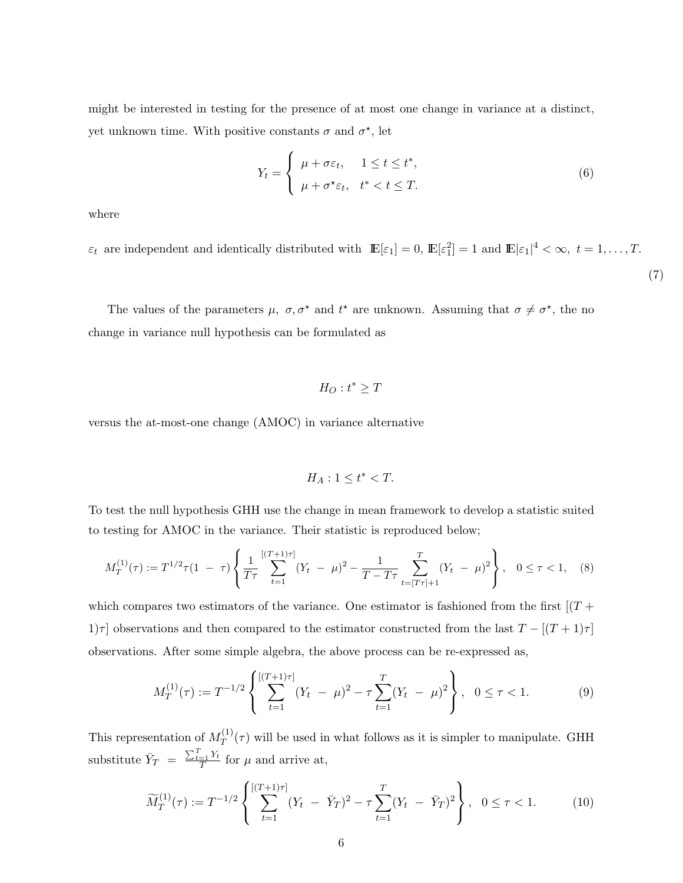might be interested in testing for the presence of at most one change in variance at a distinct, yet unknown time. With positive constants $\sigma$ and $\sigma^\star$, let

$$Y_t = \begin{cases} \mu + \sigma\varepsilon_t, & 1 \le t \le t^*, \\ \mu + \sigma^\star\varepsilon_t, & t^* < t \le T. \end{cases} \tag{6}$$

where

$$\varepsilon_t \text{ are independent and identically distributed with } \mathbb{E}[\varepsilon_1] = 0,\ \mathbb{E}[\varepsilon_1^2] = 1 \text{ and } \mathbb{E}|\varepsilon_1|^4 < \infty,\ t = 1, \dots, T. \tag{7}$$

The values of the parameters $\mu,\ \sigma, \sigma^\star$ and $t^\star$ are unknown. Assuming that $\sigma \neq \sigma^\star$, the no change in variance null hypothesis can be formulated as

$$H_O : t^* \ge T$$

versus the at-most-one change (AMOC) in variance alternative

$$H_A : 1 \le t^* < T.$$

To test the null hypothesis GHH use the change in mean framework to develop a statistic suited to testing for AMOC in the variance. Their statistic is reproduced below;

$$M_T^{(1)}(\tau) := T^{1/2}\tau(1 - \tau)\left\{\frac{1}{T\tau}\sum_{t=1}^{[(T+1)\tau]}(Y_t - \mu)^2 - \frac{1}{T - T\tau}\sum_{t=[T\tau]+1}^{T}(Y_t - \mu)^2\right\}, \quad 0 \le \tau < 1, \tag{8}$$

which compares two estimators of the variance. One estimator is fashioned from the first $[(T+1)\tau]$ observations and then compared to the estimator constructed from the last $T - [(T+1)\tau]$ observations. After some simple algebra, the above process can be re-expressed as,

$$M_T^{(1)}(\tau) := T^{-1/2}\left\{\sum_{t=1}^{[(T+1)\tau]}(Y_t - \mu)^2 - \tau\sum_{t=1}^{T}(Y_t - \mu)^2\right\}, \quad 0 \le \tau < 1. \tag{9}$$

This representation of $M_T^{(1)}(\tau)$ will be used in what follows as it is simpler to manipulate. GHH substitute $\bar{Y}_T = \frac{\sum_{t=1}^{T} Y_t}{T}$ for $\mu$ and arrive at,

$$\widetilde{M}_T^{(1)}(\tau) := T^{-1/2}\left\{\sum_{t=1}^{[(T+1)\tau]}(Y_t - \bar{Y}_T)^2 - \tau\sum_{t=1}^{T}(Y_t - \bar{Y}_T)^2\right\}, \quad 0 \le \tau < 1. \tag{10}$$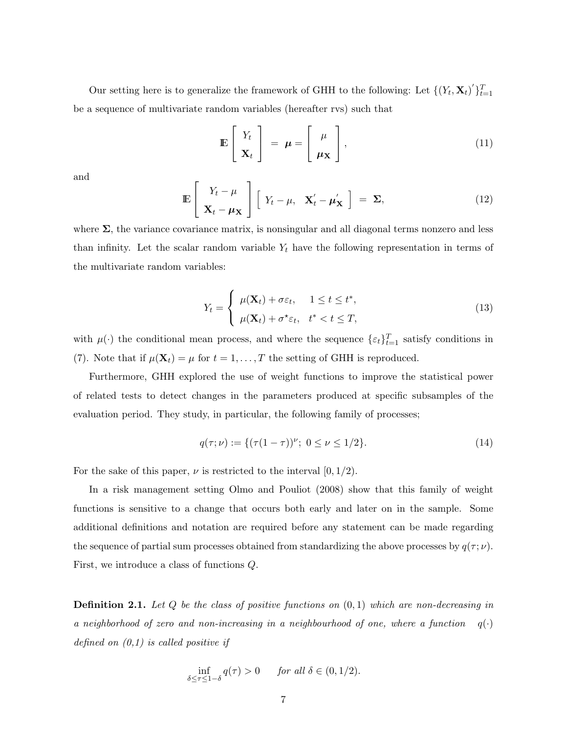Our setting here is to generalize the framework of GHH to the following: Let $\{(Y_t, \mathbf{X}_t)'\}_{t=1}^T$ be a sequence of multivariate random variables (hereafter rvs) such that

$$
\mathbb{E}\begin{bmatrix} Y_t \\ \mathbf{X}_t \end{bmatrix} = \boldsymbol{\mu} = \begin{bmatrix} \mu \\ \boldsymbol{\mu}_{\mathbf{X}} \end{bmatrix}, \tag{11}
$$

and

$$
\mathbb{E}\begin{bmatrix} Y_t - \mu \\ \mathbf{X}_t - \boldsymbol{\mu}_{\mathbf{X}} \end{bmatrix} \begin{bmatrix} Y_t - \mu, & \mathbf{X}_t' - \boldsymbol{\mu}_{\mathbf{X}}' \end{bmatrix} = \boldsymbol{\Sigma}, \tag{12}
$$

where $\boldsymbol{\Sigma}$, the variance covariance matrix, is nonsingular and all diagonal terms nonzero and less than infinity. Let the scalar random variable $Y_t$ have the following representation in terms of the multivariate random variables:

$$
Y_t = \begin{cases} \mu(\mathbf{X}_t) + \sigma\varepsilon_t, & 1 \leq t \leq t^*, \\ \mu(\mathbf{X}_t) + \sigma^\star\varepsilon_t, & t^* < t \leq T, \end{cases} \tag{13}
$$

with $\mu(\cdot)$ the conditional mean process, and where the sequence $\{\varepsilon_t\}_{t=1}^T$ satisfy conditions in (7). Note that if $\mu(\mathbf{X}_t) = \mu$ for $t = 1, \ldots, T$ the setting of GHH is reproduced.

Furthermore, GHH explored the use of weight functions to improve the statistical power of related tests to detect changes in the parameters produced at specific subsamples of the evaluation period. They study, in particular, the following family of processes;

$$
q(\tau; \nu) := \{(\tau(1-\tau))^\nu;\ 0 \leq \nu \leq 1/2\}. \tag{14}
$$

For the sake of this paper, $\nu$ is restricted to the interval $[0, 1/2)$.

In a risk management setting Olmo and Pouliot (2008) show that this family of weight functions is sensitive to a change that occurs both early and later on in the sample. Some additional definitions and notation are required before any statement can be made regarding the sequence of partial sum processes obtained from standardizing the above processes by $q(\tau; \nu)$. First, we introduce a class of functions $Q$.

**Definition 2.1.** *Let $Q$ be the class of positive functions on $(0, 1)$ which are non-decreasing in a neighborhood of zero and non-increasing in a neighbourhood of one, where a function $q(\cdot)$ defined on (0,1) is called positive if*

$$
\inf_{\delta \leq \tau \leq 1-\delta} q(\tau) > 0 \qquad \textit{for all } \delta \in (0, 1/2).
$$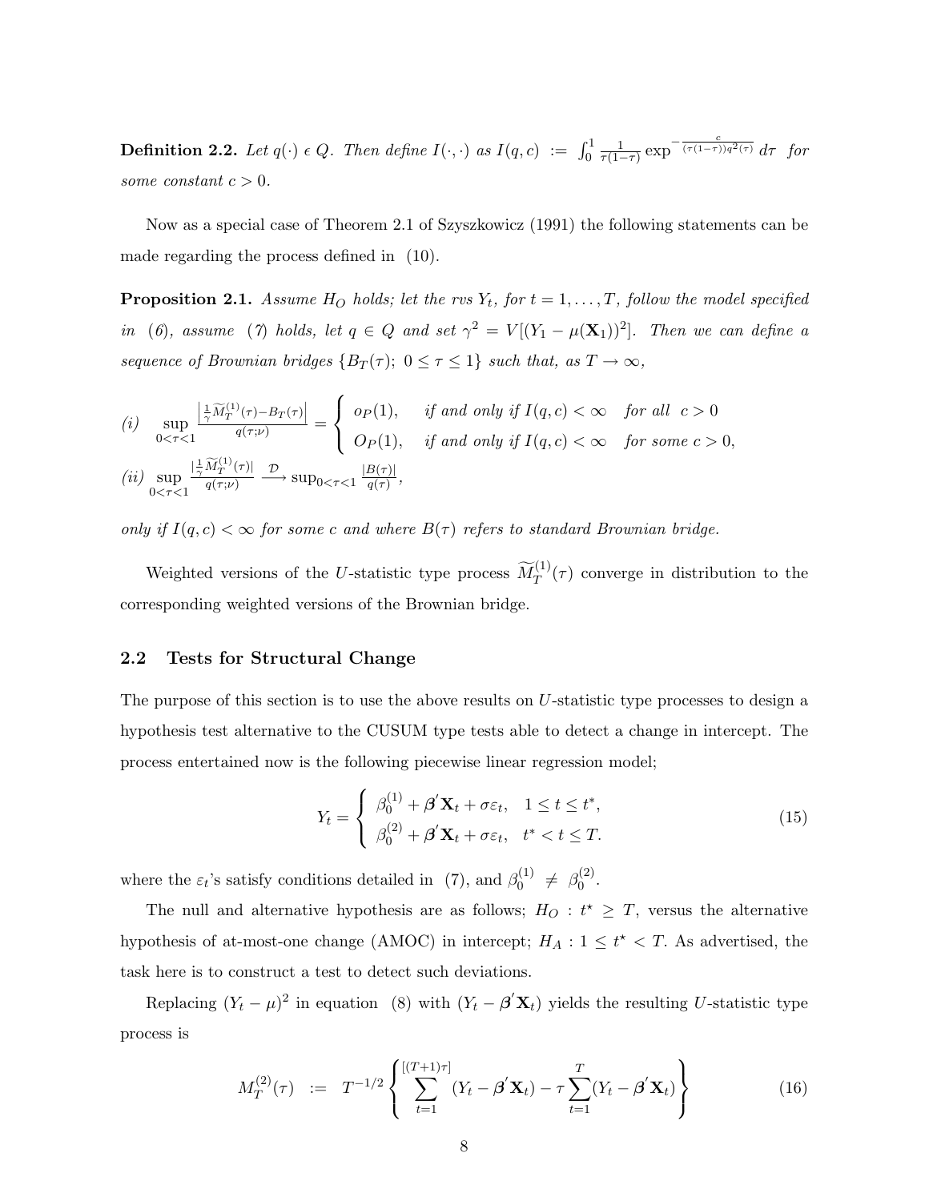**Definition 2.2.** *Let $q(\cdot) \epsilon Q$. Then define $I(\cdot,\cdot)$ as $I(q,c) := \int_0^1 \frac{1}{\tau(1-\tau)} \exp^{-\frac{c}{(\tau(1-\tau))q^2(\tau)}} d\tau$ for some constant $c > 0$.*

Now as a special case of Theorem 2.1 of Szyszkowicz (1991) the following statements can be made regarding the process defined in (10).

**Proposition 2.1.** *Assume $H_O$ holds; let the rvs $Y_t$, for $t = 1, \ldots, T$, follow the model specified in (6), assume (7) holds, let $q \in Q$ and set $\gamma^2 = V[(Y_1 - \mu(\mathbf{X}_1))^2]$. Then we can define a sequence of Brownian bridges $\{B_T(\tau);\ 0 \le \tau \le 1\}$ such that, as $T \to \infty$,*

$$
(i) \quad \sup_{0<\tau<1} \frac{\left|\frac{1}{\gamma}\widetilde{M}_T^{(1)}(\tau) - B_T(\tau)\right|}{q(\tau;\nu)} = \begin{cases} o_P(1), & \text{if and only if } I(q,c) < \infty \quad \text{for all } \ c > 0 \\ O_P(1), & \text{if and only if } I(q,c) < \infty \quad \text{for some } c > 0, \end{cases}
$$

$$
(ii) \quad \sup_{0<\tau<1} \frac{\left|\frac{1}{\gamma}\widetilde{M}_T^{(1)}(\tau)\right|}{q(\tau;\nu)} \xrightarrow{\mathcal{D}} \sup_{0<\tau<1} \frac{|B(\tau)|}{q(\tau)},
$$

*only if $I(q,c) < \infty$ for some $c$ and where $B(\tau)$ refers to standard Brownian bridge.*

Weighted versions of the $U$-statistic type process $\widetilde{M}_T^{(1)}(\tau)$ converge in distribution to the corresponding weighted versions of the Brownian bridge.

## 2.2 Tests for Structural Change

The purpose of this section is to use the above results on $U$-statistic type processes to design a hypothesis test alternative to the CUSUM type tests able to detect a change in intercept. The process entertained now is the following piecewise linear regression model;

$$
Y_t = \begin{cases} \beta_0^{(1)} + \boldsymbol{\beta}'\mathbf{X}_t + \sigma\varepsilon_t, & 1 \le t \le t^*, \\ \beta_0^{(2)} + \boldsymbol{\beta}'\mathbf{X}_t + \sigma\varepsilon_t, & t^* < t \le T. \end{cases} \tag{15}
$$

where the $\varepsilon_t$'s satisfy conditions detailed in (7), and $\beta_0^{(1)} \neq \beta_0^{(2)}$.

The null and alternative hypothesis are as follows; $H_O : t^\star \ge T$, versus the alternative hypothesis of at-most-one change (AMOC) in intercept; $H_A : 1 \le t^\star < T$. As advertised, the task here is to construct a test to detect such deviations.

Replacing $(Y_t - \mu)^2$ in equation (8) with $(Y_t - \boldsymbol{\beta}'\mathbf{X}_t)$ yields the resulting $U$-statistic type process is

$$
M_T^{(2)}(\tau) \ := \ T^{-1/2} \left\{ \sum_{t=1}^{[(T+1)\tau]} (Y_t - \boldsymbol{\beta}'\mathbf{X}_t) - \tau \sum_{t=1}^{T} (Y_t - \boldsymbol{\beta}'\mathbf{X}_t) \right\} \tag{16}
$$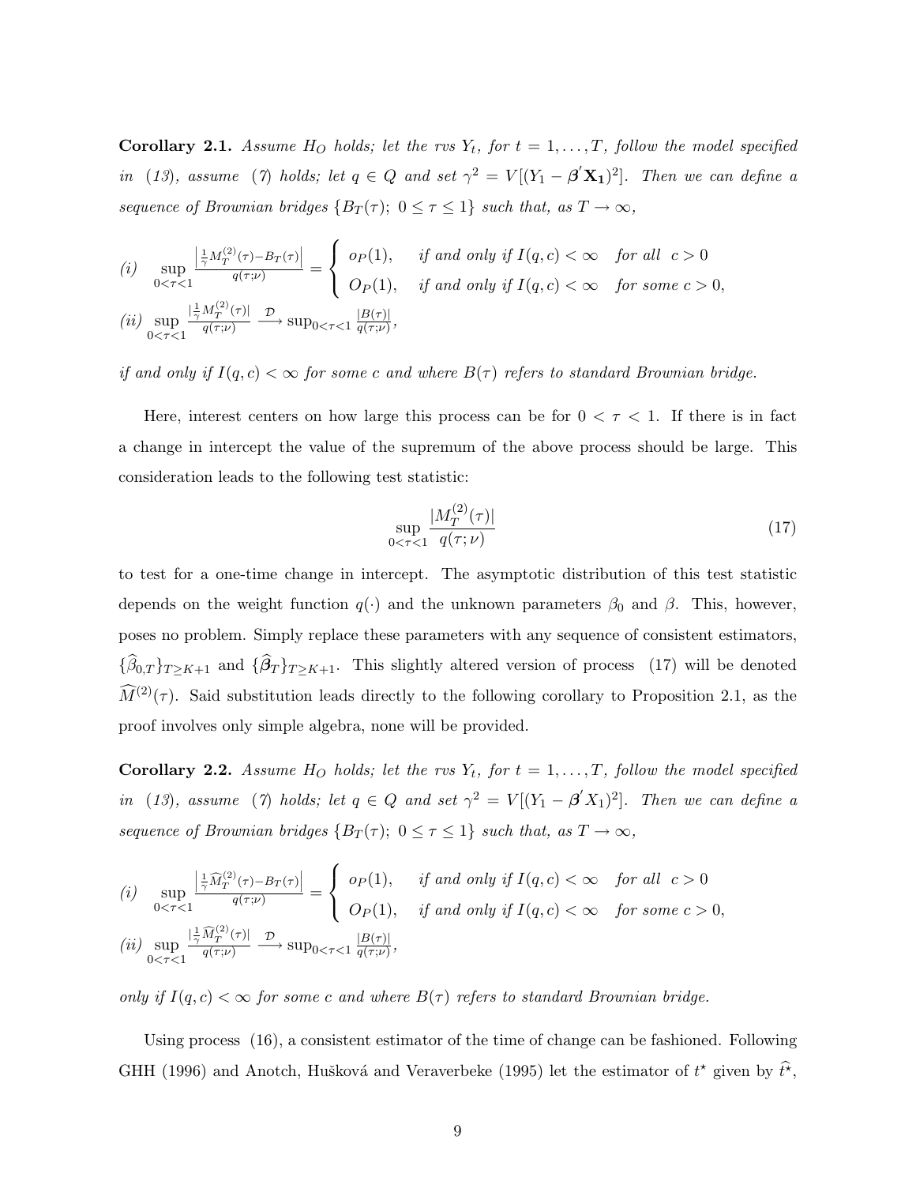**Corollary 2.1.** *Assume $H_O$ holds; let the rvs $Y_t$, for $t = 1, \ldots, T$, follow the model specified in (13), assume (7) holds; let $q \in Q$ and set $\gamma^2 = V[(Y_1 - \boldsymbol{\beta}^{'}\mathbf{X_1})^2]$. Then we can define a sequence of Brownian bridges $\{B_T(\tau);\ 0 \leq \tau \leq 1\}$ such that, as $T \to \infty$,*

$$
(i) \quad \sup_{0<\tau<1} \frac{\left|\frac{1}{\gamma}M_T^{(2)}(\tau) - B_T(\tau)\right|}{q(\tau;\nu)} = \begin{cases} o_P(1), & \text{if and only if } I(q,c) < \infty \quad \text{for all} \quad c > 0 \\ O_P(1), & \text{if and only if } I(q,c) < \infty \quad \text{for some } c > 0, \end{cases}
$$

$$
(ii) \quad \sup_{0<\tau<1} \frac{|\frac{1}{\gamma}M_T^{(2)}(\tau)|}{q(\tau;\nu)} \xrightarrow{\mathcal{D}} \sup_{0<\tau<1} \frac{|B(\tau)|}{q(\tau;\nu)},
$$

*if and only if $I(q,c) < \infty$ for some $c$ and where $B(\tau)$ refers to standard Brownian bridge.*

Here, interest centers on how large this process can be for $0 < \tau < 1$. If there is in fact a change in intercept the value of the supremum of the above process should be large. This consideration leads to the following test statistic:

$$
\sup_{0<\tau<1} \frac{|M_T^{(2)}(\tau)|}{q(\tau;\nu)} \tag{17}
$$

to test for a one-time change in intercept. The asymptotic distribution of this test statistic depends on the weight function $q(\cdot)$ and the unknown parameters $\beta_0$ and $\beta$. This, however, poses no problem. Simply replace these parameters with any sequence of consistent estimators, $\{\widehat{\beta}_{0,T}\}_{T\geq K+1}$ and $\{\widehat{\boldsymbol{\beta}}_T\}_{T\geq K+1}$. This slightly altered version of process (17) will be denoted $\widehat{M}^{(2)}(\tau)$. Said substitution leads directly to the following corollary to Proposition 2.1, as the proof involves only simple algebra, none will be provided.

**Corollary 2.2.** *Assume $H_O$ holds; let the rvs $Y_t$, for $t = 1, \ldots, T$, follow the model specified in (13), assume (7) holds; let $q \in Q$ and set $\gamma^2 = V[(Y_1 - \boldsymbol{\beta}^{'}X_1)^2]$. Then we can define a sequence of Brownian bridges $\{B_T(\tau);\ 0 \leq \tau \leq 1\}$ such that, as $T \to \infty$,*

$$
(i) \quad \sup_{0<\tau<1} \frac{\left|\frac{1}{\gamma}\widehat{M}_T^{(2)}(\tau) - B_T(\tau)\right|}{q(\tau;\nu)} = \begin{cases} o_P(1), & \text{if and only if } I(q,c) < \infty \quad \text{for all} \quad c > 0 \\ O_P(1), & \text{if and only if } I(q,c) < \infty \quad \text{for some } c > 0, \end{cases}
$$

$$
(ii) \quad \sup_{0<\tau<1} \frac{|\frac{1}{\gamma}\widehat{M}_T^{(2)}(\tau)|}{q(\tau;\nu)} \xrightarrow{\mathcal{D}} \sup_{0<\tau<1} \frac{|B(\tau)|}{q(\tau;\nu)},
$$

*only if $I(q,c) < \infty$ for some $c$ and where $B(\tau)$ refers to standard Brownian bridge.*

Using process (16), a consistent estimator of the time of change can be fashioned. Following GHH (1996) and Anotch, Hušková and Veraverbeke (1995) let the estimator of $t^\star$ given by $\widehat{t^\star}$,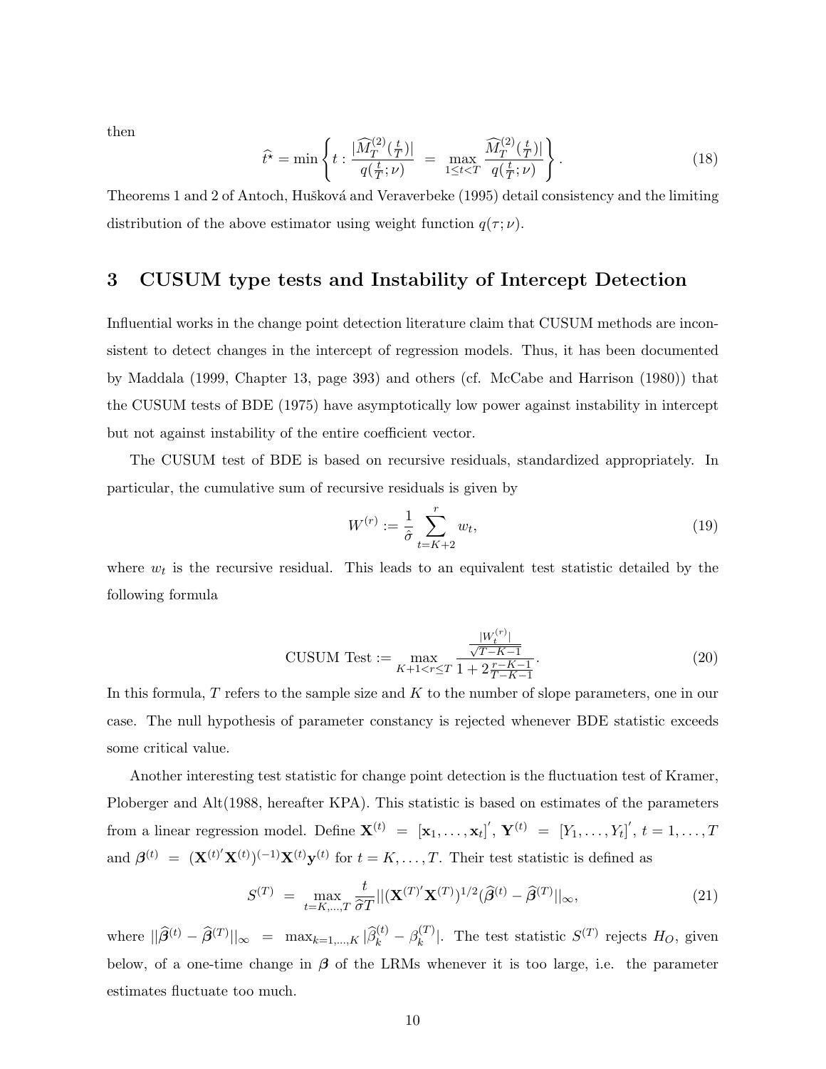then

$$\widehat{t^{\star}} = \min \left\{ t : \frac{|\widehat{M}_T^{(2)}(\frac{t}{T})|}{q(\frac{t}{T};\nu)} \; = \; \max_{1 \leq t < T} \frac{\widehat{M}_T^{(2)}(\frac{t}{T})|}{q(\frac{t}{T};\nu)} \right\}. \tag{18}$$

Theorems 1 and 2 of Antoch, Hušková and Veraverbeke (1995) detail consistency and the limiting distribution of the above estimator using weight function $q(\tau;\nu)$.

## 3 CUSUM type tests and Instability of Intercept Detection

Influential works in the change point detection literature claim that CUSUM methods are inconsistent to detect changes in the intercept of regression models. Thus, it has been documented by Maddala (1999, Chapter 13, page 393) and others (cf. McCabe and Harrison (1980)) that the CUSUM tests of BDE (1975) have asymptotically low power against instability in intercept but not against instability of the entire coefficient vector.

The CUSUM test of BDE is based on recursive residuals, standardized appropriately. In particular, the cumulative sum of recursive residuals is given by

$$W^{(r)} := \frac{1}{\hat{\sigma}} \sum_{t=K+2}^{r} w_t, \tag{19}$$

where $w_t$ is the recursive residual. This leads to an equivalent test statistic detailed by the following formula

$$\text{CUSUM Test} := \max_{K+1<r\leq T} \frac{\frac{|W_t^{(r)}|}{\sqrt{T-K-1}}}{1+2\frac{r-K-1}{T-K-1}}. \tag{20}$$

In this formula, $T$ refers to the sample size and $K$ to the number of slope parameters, one in our case. The null hypothesis of parameter constancy is rejected whenever BDE statistic exceeds some critical value.

Another interesting test statistic for change point detection is the fluctuation test of Kramer, Ploberger and Alt(1988, hereafter KPA). This statistic is based on estimates of the parameters from a linear regression model. Define $\mathbf{X}^{(t)} = [\mathbf{x}_1, \ldots, \mathbf{x}_t]'$, $\mathbf{Y}^{(t)} = [Y_1, \ldots, Y_t]'$, $t = 1, \ldots, T$ and $\boldsymbol{\beta}^{(t)} = (\mathbf{X}^{(t)'}\mathbf{X}^{(t)})^{(-1)}\mathbf{X}^{(t)}\mathbf{y}^{(t)}$ for $t = K, \ldots, T$. Their test statistic is defined as

$$S^{(T)} \;=\; \max_{t=K,\ldots,T} \frac{t}{\widehat{\sigma} T} ||(\mathbf{X}^{(T)'}\mathbf{X}^{(T)})^{1/2}(\widehat{\boldsymbol{\beta}}^{(t)} - \widehat{\boldsymbol{\beta}}^{(T)}||_{\infty}, \tag{21}$$

where $||\widehat{\boldsymbol{\beta}}^{(t)} - \widehat{\boldsymbol{\beta}}^{(T)}||_{\infty} \;=\; \max_{k=1,\ldots,K} |\widehat{\beta}_k^{(t)} - \beta_k^{(T)}|$. The test statistic $S^{(T)}$ rejects $H_O$, given below, of a one-time change in $\boldsymbol{\beta}$ of the LRMs whenever it is too large, i.e. the parameter estimates fluctuate too much.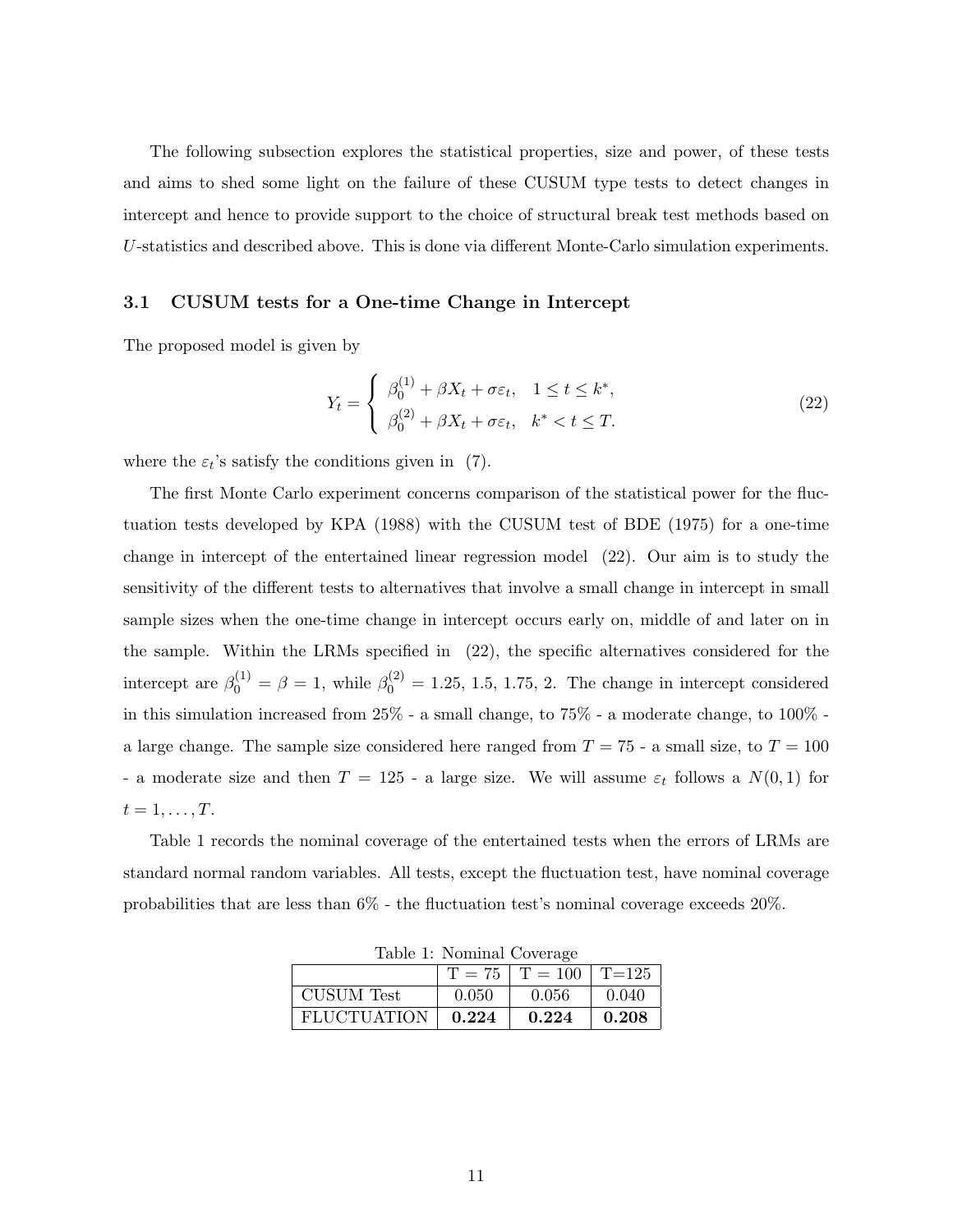The following subsection explores the statistical properties, size and power, of these tests and aims to shed some light on the failure of these CUSUM type tests to detect changes in intercept and hence to provide support to the choice of structural break test methods based on $U$-statistics and described above. This is done via different Monte-Carlo simulation experiments.

### 3.1 CUSUM tests for a One-time Change in Intercept

The proposed model is given by

$$Y_t = \begin{cases} \beta_0^{(1)} + \beta X_t + \sigma \varepsilon_t, & 1 \leq t \leq k^*, \\ \beta_0^{(2)} + \beta X_t + \sigma \varepsilon_t, & k^* < t \leq T. \end{cases} \tag{22}$$

where the $\varepsilon_t$'s satisfy the conditions given in (7).

The first Monte Carlo experiment concerns comparison of the statistical power for the fluctuation tests developed by KPA (1988) with the CUSUM test of BDE (1975) for a one-time change in intercept of the entertained linear regression model (22). Our aim is to study the sensitivity of the different tests to alternatives that involve a small change in intercept in small sample sizes when the one-time change in intercept occurs early on, middle of and later on in the sample. Within the LRMs specified in (22), the specific alternatives considered for the intercept are $\beta_0^{(1)} = \beta = 1$, while $\beta_0^{(2)} = 1.25,\ 1.5,\ 1.75,\ 2$. The change in intercept considered in this simulation increased from 25% - a small change, to 75% - a moderate change, to 100% - a large change. The sample size considered here ranged from $T = 75$ - a small size, to $T = 100$ - a moderate size and then $T = 125$ - a large size. We will assume $\varepsilon_t$ follows a $N(0, 1)$ for $t = 1, \ldots, T$.

Table 1 records the nominal coverage of the entertained tests when the errors of LRMs are standard normal random variables. All tests, except the fluctuation test, have nominal coverage probabilities that are less than 6% - the fluctuation test's nominal coverage exceeds 20%.

Table 1: Nominal Coverage

| | T = 75 | T = 100 | T=125 |
|---|---|---|---|
| CUSUM Test | 0.050 | 0.056 | 0.040 |
| FLUCTUATION | **0.224** | **0.224** | **0.208** |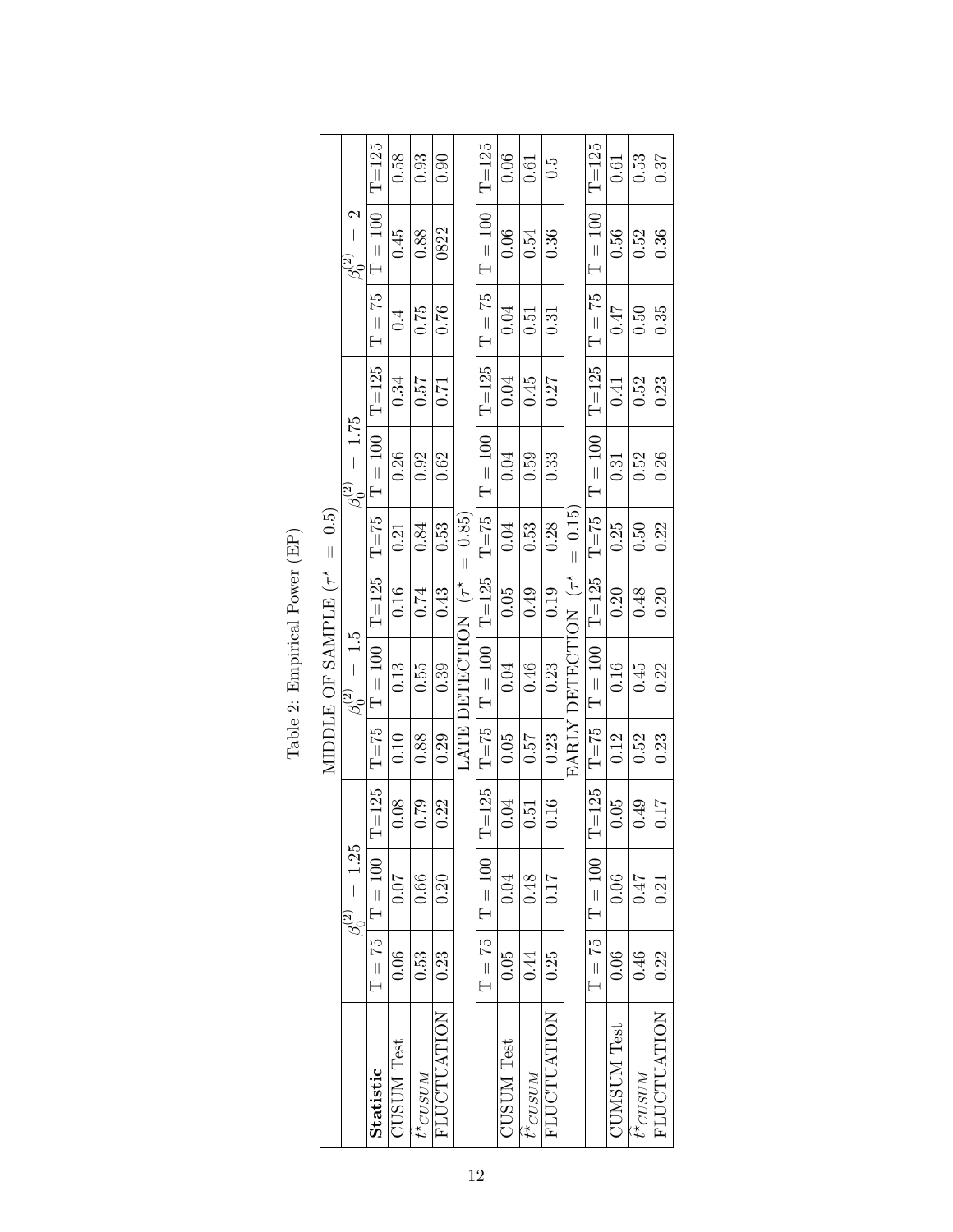Table 2: Empirical Power (EP)

| | MIDDLE OF SAMPLE ($\tau^{\star} = 0.5$) | | | | | | | | |
|---|---|---|---|---|---|---|---|---|---|
| | $\beta_0^{(2)} = 1.25$ | | | $\beta_0^{(2)} = 1.5$ | | | $\beta_0^{(2)} = 1.75$ | | | $\beta_0^{(2)} = 2$ | | |
| **Statistic** | T = 75 | T = 100 | T=125 | T=75 | T = 100 | T=125 | T=75 | T = 100 | T=125 | T = 75 | T = 100 | T=125 |
| CUSUM Test | 0.06 | 0.07 | 0.08 | 0.10 | 0.13 | 0.16 | 0.21 | 0.26 | 0.34 | 0.4 | 0.45 | 0.58 |
| $\widehat{t}^{\star}_{CUSUM}$ | 0.53 | 0.66 | 0.79 | 0.88 | 0.55 | 0.74 | 0.84 | 0.92 | 0.57 | 0.75 | 0.88 | 0.93 |
| FLUCTUATION | 0.23 | 0.20 | 0.22 | 0.29 | 0.39 | 0.43 | 0.53 | 0.62 | 0.71 | 0.76 | 0822 | 0.90 |
| | LATE DETECTION ($\tau^{\star} = 0.85$) | | | | | | | | | | | |
| | T = 75 | T = 100 | T=125 | T=75 | T = 100 | T=125 | T=75 | T = 100 | T=125 | T = 75 | T = 100 | T=125 |
| CUSUM Test | 0.05 | 0.04 | 0.04 | 0.05 | 0.04 | 0.05 | 0.04 | 0.04 | 0.04 | 0.04 | 0.06 | 0.06 |
| $\widehat{t}^{\star}_{CUSUM}$ | 0.44 | 0.48 | 0.51 | 0.57 | 0.46 | 0.49 | 0.53 | 0.59 | 0.45 | 0.51 | 0.54 | 0.61 |
| FLUCTUATION | 0.25 | 0.17 | 0.16 | 0.23 | 0.23 | 0.19 | 0.28 | 0.33 | 0.27 | 0.31 | 0.36 | 0.5 |
| | EARLY DETECTION ($\tau^{\star} = 0.15$) | | | | | | | | | | | |
| | T = 75 | T = 100 | T=125 | T=75 | T = 100 | T=125 | T=75 | T = 100 | T=125 | T = 75 | T = 100 | T=125 |
| CUMSUM Test | 0.06 | 0.06 | 0.05 | 0.12 | 0.16 | 0.20 | 0.25 | 0.31 | 0.41 | 0.47 | 0.56 | 0.61 |
| $\widehat{t}^{\star}_{CUSUM}$ | 0.46 | 0.47 | 0.49 | 0.52 | 0.45 | 0.48 | 0.50 | 0.52 | 0.52 | 0.50 | 0.52 | 0.53 |
| FLUCTUATION | 0.22 | 0.21 | 0.17 | 0.23 | 0.22 | 0.20 | 0.22 | 0.26 | 0.23 | 0.35 | 0.36 | 0.37 |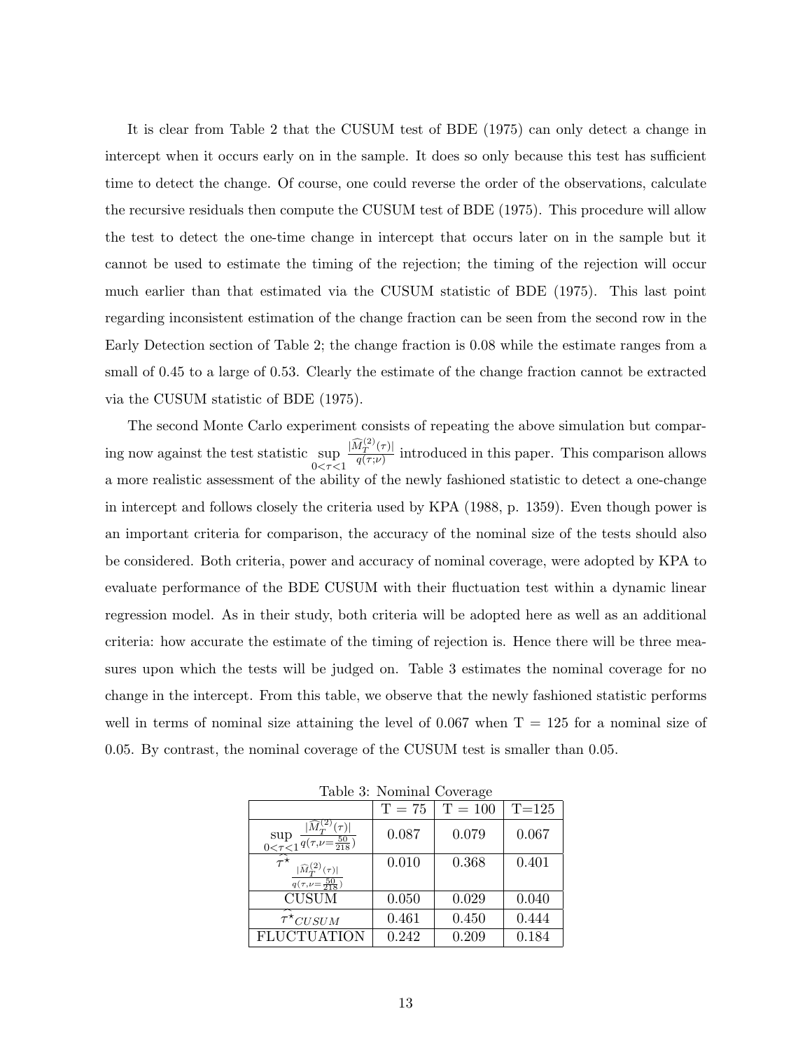It is clear from Table 2 that the CUSUM test of BDE (1975) can only detect a change in intercept when it occurs early on in the sample. It does so only because this test has sufficient time to detect the change. Of course, one could reverse the order of the observations, calculate the recursive residuals then compute the CUSUM test of BDE (1975). This procedure will allow the test to detect the one-time change in intercept that occurs later on in the sample but it cannot be used to estimate the timing of the rejection; the timing of the rejection will occur much earlier than that estimated via the CUSUM statistic of BDE (1975). This last point regarding inconsistent estimation of the change fraction can be seen from the second row in the Early Detection section of Table 2; the change fraction is 0.08 while the estimate ranges from a small of 0.45 to a large of 0.53. Clearly the estimate of the change fraction cannot be extracted via the CUSUM statistic of BDE (1975).

The second Monte Carlo experiment consists of repeating the above simulation but comparing now against the test statistic $\sup\limits_{0<\tau<1} \frac{|\widehat{M}_T^{(2)}(\tau)|}{q(\tau;\nu)}$ introduced in this paper. This comparison allows a more realistic assessment of the ability of the newly fashioned statistic to detect a one-change in intercept and follows closely the criteria used by KPA (1988, p. 1359). Even though power is an important criteria for comparison, the accuracy of the nominal size of the tests should also be considered. Both criteria, power and accuracy of nominal coverage, were adopted by KPA to evaluate performance of the BDE CUSUM with their fluctuation test within a dynamic linear regression model. As in their study, both criteria will be adopted here as well as an additional criteria: how accurate the estimate of the timing of rejection is. Hence there will be three measures upon which the tests will be judged on. Table 3 estimates the nominal coverage for no change in the intercept. From this table, we observe that the newly fashioned statistic performs well in terms of nominal size attaining the level of 0.067 when T = 125 for a nominal size of 0.05. By contrast, the nominal coverage of the CUSUM test is smaller than 0.05.

Table 3: Nominal Coverage

| | T = 75 | T = 100 | T=125 |
|---|---|---|---|
| $\sup\limits_{0<\tau<1} \frac{\lvert\widehat{M}_T^{(2)}(\tau)\rvert}{q(\tau,\nu=\frac{50}{218})}$ | 0.087 | 0.079 | 0.067 |
| $\widehat{\tau^{\star}}_{\frac{\lvert\widehat{M}_T^{(2)}(\tau)\rvert}{q(\tau,\nu=\frac{50}{218})}}$ | 0.010 | 0.368 | 0.401 |
| CUSUM | 0.050 | 0.029 | 0.040 |
| $\widehat{\tau^{\star}}_{CUSUM}$ | 0.461 | 0.450 | 0.444 |
| FLUCTUATION | 0.242 | 0.209 | 0.184 |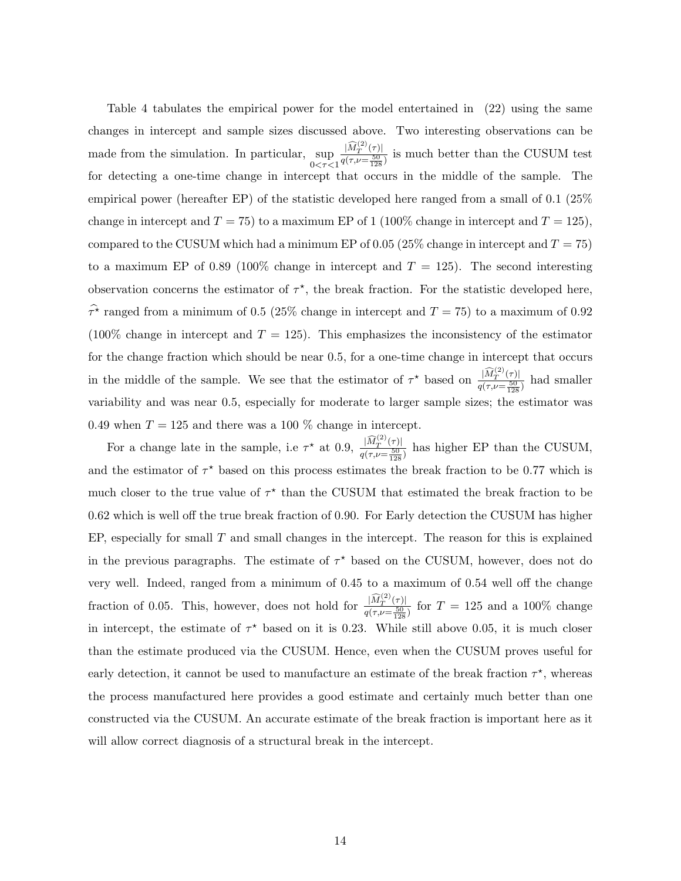Table 4 tabulates the empirical power for the model entertained in (22) using the same changes in intercept and sample sizes discussed above. Two interesting observations can be made from the simulation. In particular, $\sup_{0<\tau<1} \frac{|\widehat{M}_T^{(2)}(\tau)|}{q(\tau,\nu=\frac{50}{128})}$ is much better than the CUSUM test for detecting a one-time change in intercept that occurs in the middle of the sample. The empirical power (hereafter EP) of the statistic developed here ranged from a small of 0.1 (25% change in intercept and $T = 75$) to a maximum EP of 1 (100% change in intercept and $T = 125$), compared to the CUSUM which had a minimum EP of 0.05 (25% change in intercept and $T = 75$) to a maximum EP of 0.89 (100% change in intercept and $T = 125$). The second interesting observation concerns the estimator of $\tau^{\star}$, the break fraction. For the statistic developed here, $\widehat{\tau^{\star}}$ ranged from a minimum of 0.5 (25% change in intercept and $T = 75$) to a maximum of 0.92 (100% change in intercept and $T = 125$). This emphasizes the inconsistency of the estimator for the change fraction which should be near 0.5, for a one-time change in intercept that occurs in the middle of the sample. We see that the estimator of $\tau^{\star}$ based on $\frac{|\widehat{M}_T^{(2)}(\tau)|}{q(\tau,\nu=\frac{50}{128})}$ had smaller variability and was near 0.5, especially for moderate to larger sample sizes; the estimator was 0.49 when $T = 125$ and there was a 100 % change in intercept.

For a change late in the sample, i.e $\tau^{\star}$ at 0.9, $\frac{|\widehat{M}_T^{(2)}(\tau)|}{q(\tau,\nu=\frac{50}{128})}$ has higher EP than the CUSUM, and the estimator of $\tau^{\star}$ based on this process estimates the break fraction to be 0.77 which is much closer to the true value of $\tau^{\star}$ than the CUSUM that estimated the break fraction to be 0.62 which is well off the true break fraction of 0.90. For Early detection the CUSUM has higher EP, especially for small $T$ and small changes in the intercept. The reason for this is explained in the previous paragraphs. The estimate of $\tau^{\star}$ based on the CUSUM, however, does not do very well. Indeed, ranged from a minimum of 0.45 to a maximum of 0.54 well off the change fraction of 0.05. This, however, does not hold for $\frac{|\widehat{M}_T^{(2)}(\tau)|}{q(\tau,\nu=\frac{50}{128})}$ for $T = 125$ and a 100% change in intercept, the estimate of $\tau^{\star}$ based on it is 0.23. While still above 0.05, it is much closer than the estimate produced via the CUSUM. Hence, even when the CUSUM proves useful for early detection, it cannot be used to manufacture an estimate of the break fraction $\tau^{\star}$, whereas the process manufactured here provides a good estimate and certainly much better than one constructed via the CUSUM. An accurate estimate of the break fraction is important here as it will allow correct diagnosis of a structural break in the intercept.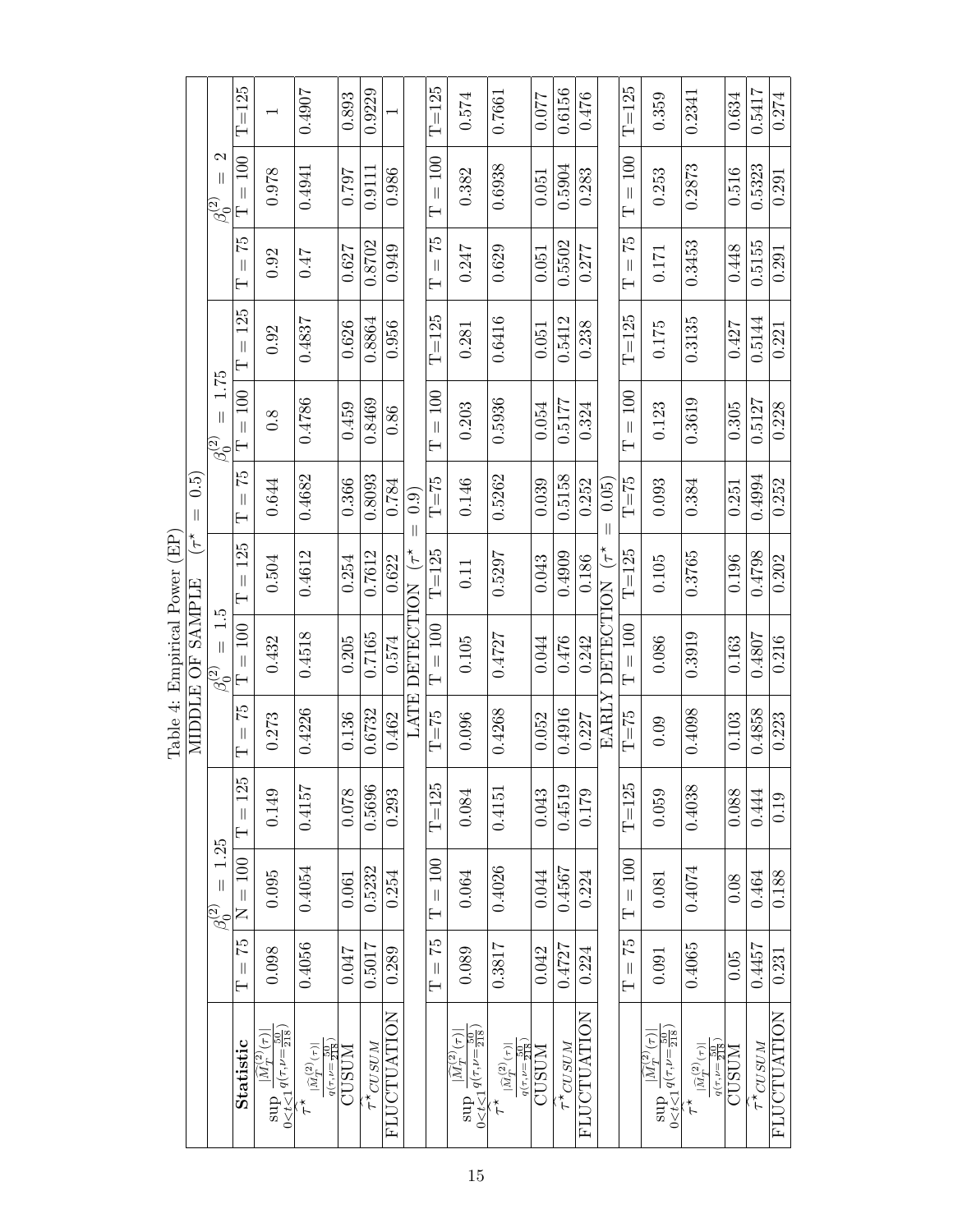Table 4: Empirical Power (EP)

| | MIDDLE OF SAMPLE $(\tau^\star = 0.5)$ | | | | | | | | | | | |
|---|---|---|---|---|---|---|---|---|---|---|---|---|
| | $\beta_0^{(2)} = 1.25$ | | | $\beta_0^{(2)} = 1.5$ | | | $\beta_0^{(2)} = 1.75$ | | | $\beta_0^{(2)} = 2$ | | |
| **Statistic** | T = 75 | N = 100 | T = 125 | T = 75 | T = 100 | T = 125 | T = 75 | T = 100 | T = 125 | T = 75 | T = 100 | T=125 |
| $\sup_{0<t<1} \frac{\vert\widehat{M}_T^{(2)}(\tau)\vert}{q(\tau,\nu=\frac{50}{218})}$ | 0.098 | 0.095 | 0.149 | 0.273 | 0.432 | 0.504 | 0.644 | 0.8 | 0.92 | 0.92 | 0.978 | 1 |
| $\widehat{\tau}^\star_{\frac{\vert\widehat{M}_T^{(2)}(\tau)\vert}{q(\tau,\nu=\frac{50}{218})}}$ | 0.4056 | 0.4054 | 0.4157 | 0.4226 | 0.4518 | 0.4612 | 0.4682 | 0.4786 | 0.4837 | 0.47 | 0.4941 | 0.4907 |
| CUSUM | 0.047 | 0.061 | 0.078 | 0.136 | 0.205 | 0.254 | 0.366 | 0.459 | 0.626 | 0.627 | 0.797 | 0.893 |
| $\widehat{\tau}^\star_{CUSUM}$ | 0.5017 | 0.5232 | 0.5696 | 0.6732 | 0.7165 | 0.7612 | 0.8093 | 0.8469 | 0.8864 | 0.8702 | 0.9111 | 0.9229 |
| FLUCTUATION | 0.289 | 0.254 | 0.293 | 0.462 | 0.574 | 0.622 | 0.784 | 0.86 | 0.956 | 0.949 | 0.986 | 1 |
| | LATE DETECTION $(\tau^\star = 0.9)$ | | | | | | | | | | | |
| | T = 75 | T = 100 | T=125 | T=75 | T = 100 | T=125 | T=75 | T = 100 | T=125 | T = 75 | T = 100 | T=125 |
| $\sup_{0<t<1} \frac{\vert\widehat{M}_T^{(2)}(\tau)\vert}{q(\tau,\nu=\frac{50}{218})}$ | 0.089 | 0.064 | 0.084 | 0.096 | 0.105 | 0.11 | 0.146 | 0.203 | 0.281 | 0.247 | 0.382 | 0.574 |
| $\widehat{\tau}^\star_{\frac{\vert\widehat{M}_T^{(2)}(\tau)\vert}{q(\tau,\nu=\frac{50}{218})}}$ | 0.3817 | 0.4026 | 0.4151 | 0.4268 | 0.4727 | 0.5297 | 0.5262 | 0.5936 | 0.6416 | 0.629 | 0.6938 | 0.7661 |
| CUSUM | 0.042 | 0.044 | 0.043 | 0.052 | 0.044 | 0.043 | 0.039 | 0.054 | 0.051 | 0.051 | 0.051 | 0.077 |
| $\widehat{\tau}^\star_{CUSUM}$ | 0.4727 | 0.4567 | 0.4519 | 0.4916 | 0.476 | 0.4909 | 0.5158 | 0.5177 | 0.5412 | 0.5502 | 0.5904 | 0.6156 |
| FLUCTUATION | 0.224 | 0.224 | 0.179 | 0.227 | 0.242 | 0.186 | 0.252 | 0.324 | 0.238 | 0.277 | 0.283 | 0.476 |
| | EARLY DETECTION $(\tau^\star = 0.05)$ | | | | | | | | | | | |
| | T = 75 | T = 100 | T=125 | T=75 | T = 100 | T=125 | T=75 | T = 100 | T=125 | T = 75 | T = 100 | T=125 |
| $\sup_{0<t<1} \frac{\vert\widehat{M}_T^{(2)}(\tau)\vert}{q(\tau,\nu=\frac{50}{218})}$ | 0.091 | 0.081 | 0.059 | 0.09 | 0.086 | 0.105 | 0.093 | 0.123 | 0.175 | 0.171 | 0.253 | 0.359 |
| $\widehat{\tau}^\star_{\frac{\vert\widehat{M}_T^{(2)}(\tau)\vert}{q(\tau,\nu=\frac{50}{218})}}$ | 0.4065 | 0.4074 | 0.4038 | 0.4098 | 0.3919 | 0.3765 | 0.384 | 0.3619 | 0.3135 | 0.3453 | 0.2873 | 0.2341 |
| CUSUM | 0.05 | 0.08 | 0.088 | 0.103 | 0.163 | 0.196 | 0.251 | 0.305 | 0.427 | 0.448 | 0.516 | 0.634 |
| $\widehat{\tau}^\star_{CUSUM}$ | 0.4457 | 0.464 | 0.444 | 0.4858 | 0.4807 | 0.4798 | 0.4994 | 0.5127 | 0.5144 | 0.5155 | 0.5323 | 0.5417 |
| FLUCTUATION | 0.231 | 0.188 | 0.19 | 0.223 | 0.216 | 0.202 | 0.252 | 0.228 | 0.221 | 0.291 | 0.291 | 0.274 |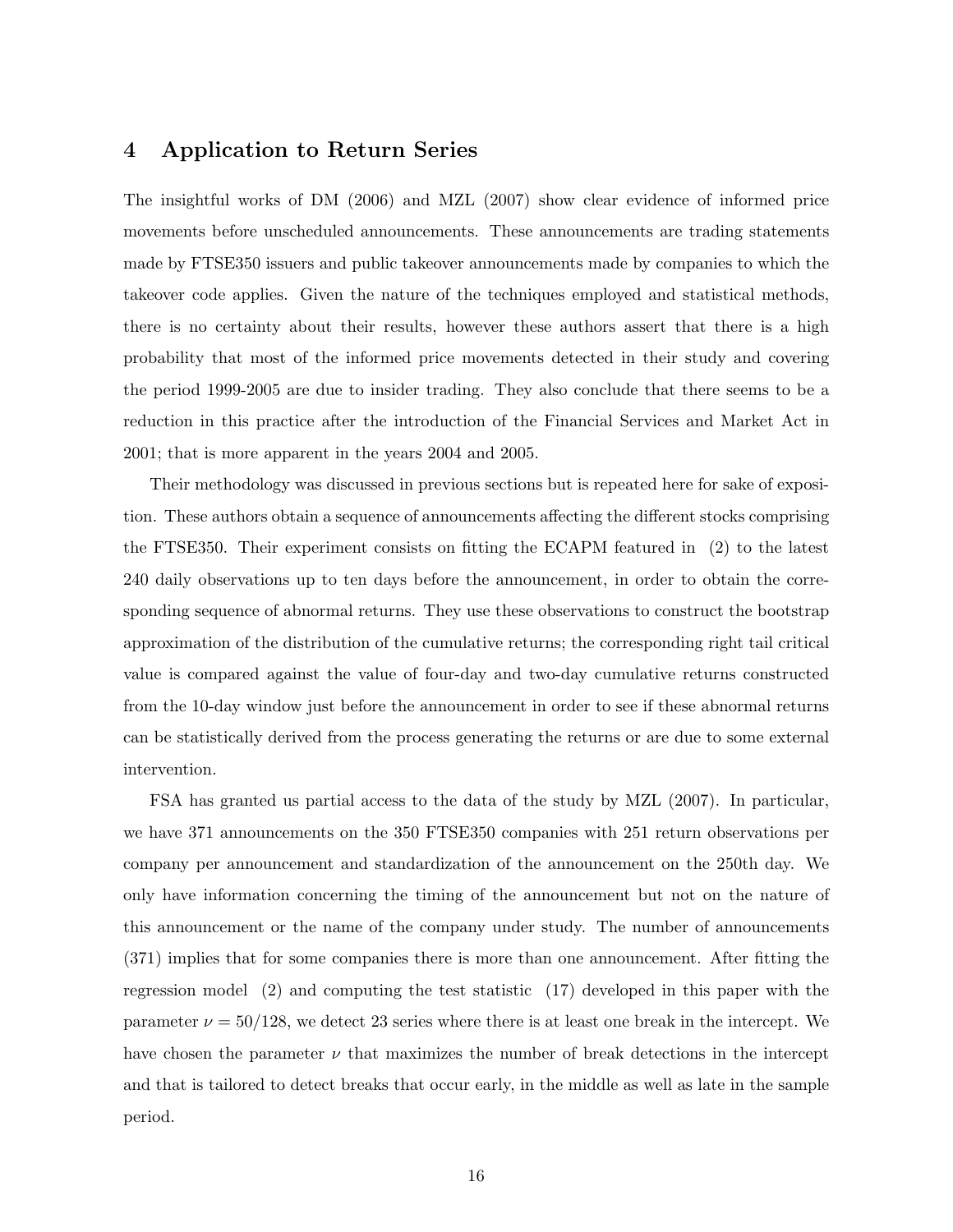# 4 Application to Return Series

The insightful works of DM (2006) and MZL (2007) show clear evidence of informed price movements before unscheduled announcements. These announcements are trading statements made by FTSE350 issuers and public takeover announcements made by companies to which the takeover code applies. Given the nature of the techniques employed and statistical methods, there is no certainty about their results, however these authors assert that there is a high probability that most of the informed price movements detected in their study and covering the period 1999-2005 are due to insider trading. They also conclude that there seems to be a reduction in this practice after the introduction of the Financial Services and Market Act in 2001; that is more apparent in the years 2004 and 2005.

Their methodology was discussed in previous sections but is repeated here for sake of exposition. These authors obtain a sequence of announcements affecting the different stocks comprising the FTSE350. Their experiment consists on fitting the ECAPM featured in (2) to the latest 240 daily observations up to ten days before the announcement, in order to obtain the corresponding sequence of abnormal returns. They use these observations to construct the bootstrap approximation of the distribution of the cumulative returns; the corresponding right tail critical value is compared against the value of four-day and two-day cumulative returns constructed from the 10-day window just before the announcement in order to see if these abnormal returns can be statistically derived from the process generating the returns or are due to some external intervention.

FSA has granted us partial access to the data of the study by MZL (2007). In particular, we have 371 announcements on the 350 FTSE350 companies with 251 return observations per company per announcement and standardization of the announcement on the 250th day. We only have information concerning the timing of the announcement but not on the nature of this announcement or the name of the company under study. The number of announcements (371) implies that for some companies there is more than one announcement. After fitting the regression model (2) and computing the test statistic (17) developed in this paper with the parameter $\nu = 50/128$, we detect 23 series where there is at least one break in the intercept. We have chosen the parameter $\nu$ that maximizes the number of break detections in the intercept and that is tailored to detect breaks that occur early, in the middle as well as late in the sample period.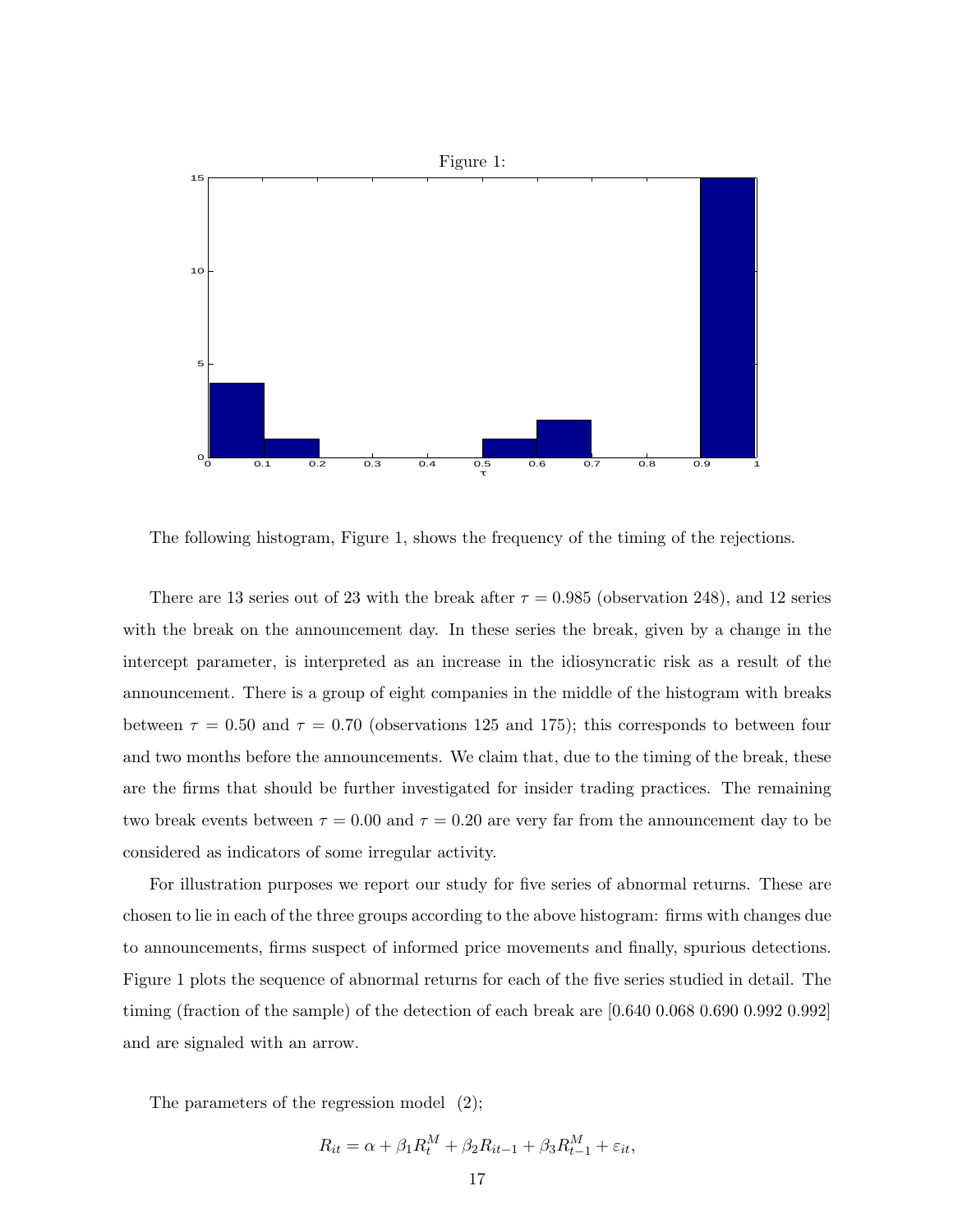Figure 1:

The following histogram, Figure 1, shows the frequency of the timing of the rejections.

There are 13 series out of 23 with the break after $\tau = 0.985$ (observation 248), and 12 series with the break on the announcement day. In these series the break, given by a change in the intercept parameter, is interpreted as an increase in the idiosyncratic risk as a result of the announcement. There is a group of eight companies in the middle of the histogram with breaks between $\tau = 0.50$ and $\tau = 0.70$ (observations 125 and 175); this corresponds to between four and two months before the announcements. We claim that, due to the timing of the break, these are the firms that should be further investigated for insider trading practices. The remaining two break events between $\tau = 0.00$ and $\tau = 0.20$ are very far from the announcement day to be considered as indicators of some irregular activity.

For illustration purposes we report our study for five series of abnormal returns. These are chosen to lie in each of the three groups according to the above histogram: firms with changes due to announcements, firms suspect of informed price movements and finally, spurious detections. Figure 1 plots the sequence of abnormal returns for each of the five series studied in detail. The timing (fraction of the sample) of the detection of each break are [0.640 0.068 0.690 0.992 0.992] and are signaled with an arrow.

The parameters of the regression model (2);

$$R_{it} = \alpha + \beta_1 R_t^M + \beta_2 R_{it-1} + \beta_3 R_{t-1}^M + \varepsilon_{it},$$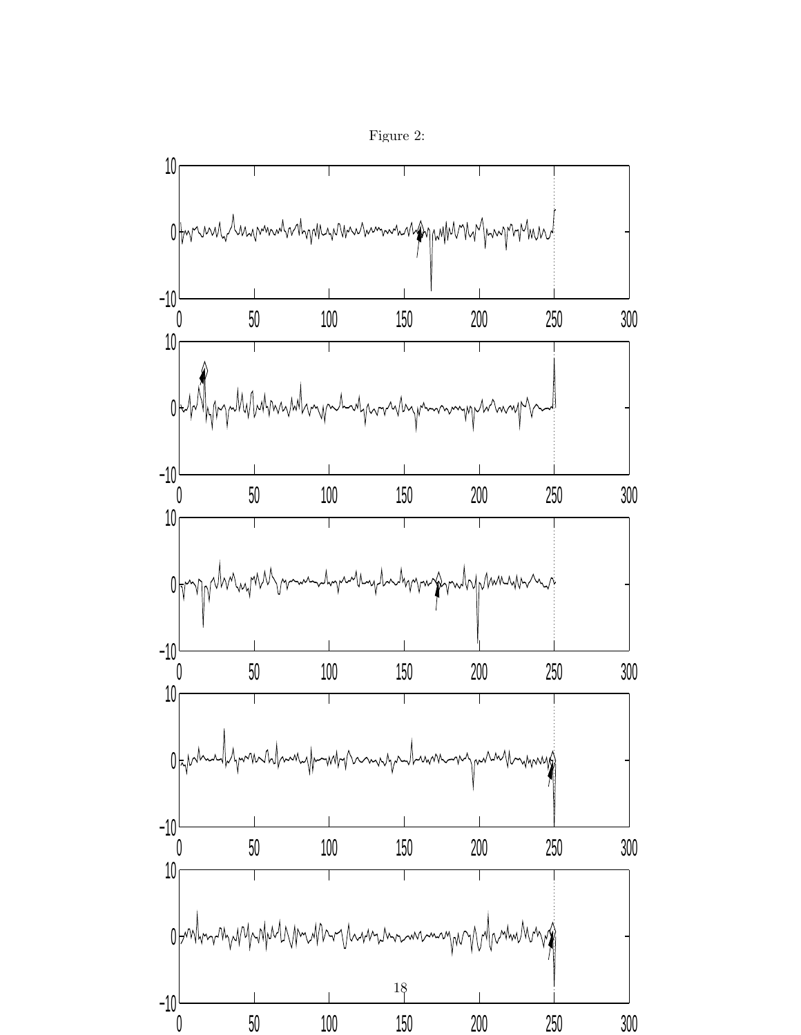Figure 2: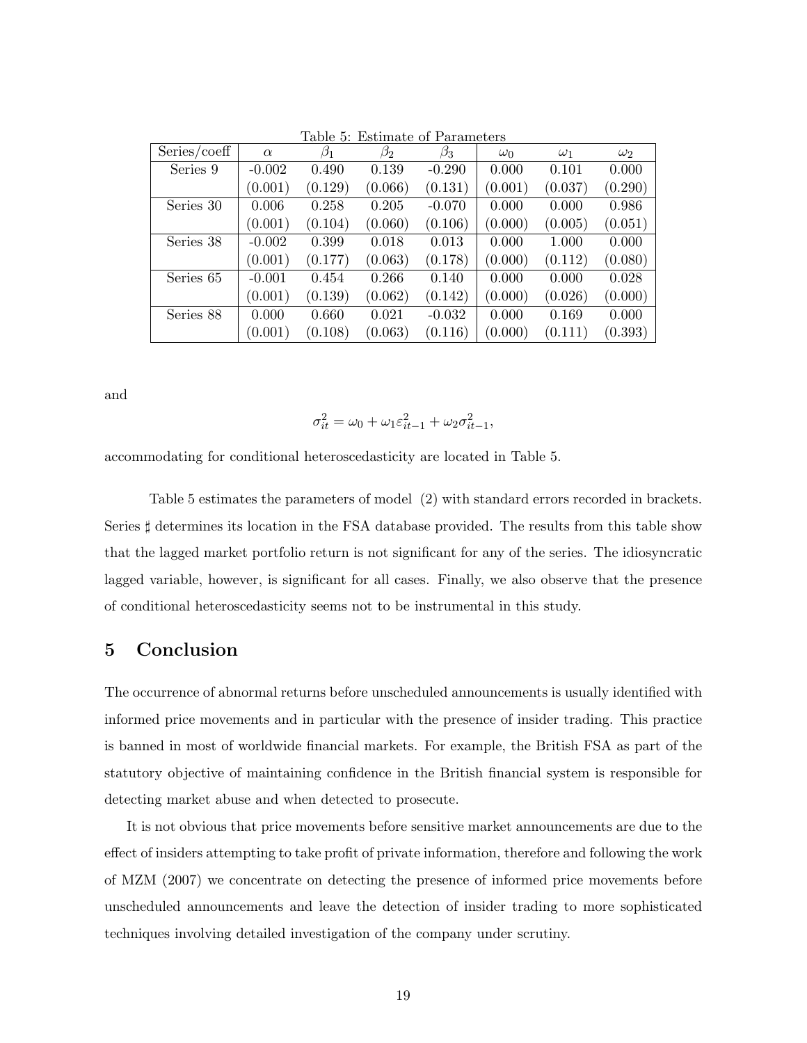Table 5: Estimate of Parameters

| Series/coeff | $\alpha$ | $\beta_1$ | $\beta_2$ | $\beta_3$ | $\omega_0$ | $\omega_1$ | $\omega_2$ |
|---|---|---|---|---|---|---|---|
| Series 9 | -0.002 | 0.490 | 0.139 | -0.290 | 0.000 | 0.101 | 0.000 |
| | (0.001) | (0.129) | (0.066) | (0.131) | (0.001) | (0.037) | (0.290) |
| Series 30 | 0.006 | 0.258 | 0.205 | -0.070 | 0.000 | 0.000 | 0.986 |
| | (0.001) | (0.104) | (0.060) | (0.106) | (0.000) | (0.005) | (0.051) |
| Series 38 | -0.002 | 0.399 | 0.018 | 0.013 | 0.000 | 1.000 | 0.000 |
| | (0.001) | (0.177) | (0.063) | (0.178) | (0.000) | (0.112) | (0.080) |
| Series 65 | -0.001 | 0.454 | 0.266 | 0.140 | 0.000 | 0.000 | 0.028 |
| | (0.001) | (0.139) | (0.062) | (0.142) | (0.000) | (0.026) | (0.000) |
| Series 88 | 0.000 | 0.660 | 0.021 | -0.032 | 0.000 | 0.169 | 0.000 |
| | (0.001) | (0.108) | (0.063) | (0.116) | (0.000) | (0.111) | (0.393) |

and

$$\sigma_{it}^2 = \omega_0 + \omega_1 \varepsilon_{it-1}^2 + \omega_2 \sigma_{it-1}^2,$$

accommodating for conditional heteroscedasticity are located in Table 5.

Table 5 estimates the parameters of model (2) with standard errors recorded in brackets. Series $\sharp$ determines its location in the FSA database provided. The results from this table show that the lagged market portfolio return is not significant for any of the series. The idiosyncratic lagged variable, however, is significant for all cases. Finally, we also observe that the presence of conditional heteroscedasticity seems not to be instrumental in this study.

## 5 Conclusion

The occurrence of abnormal returns before unscheduled announcements is usually identified with informed price movements and in particular with the presence of insider trading. This practice is banned in most of worldwide financial markets. For example, the British FSA as part of the statutory objective of maintaining confidence in the British financial system is responsible for detecting market abuse and when detected to prosecute.

It is not obvious that price movements before sensitive market announcements are due to the effect of insiders attempting to take profit of private information, therefore and following the work of MZM (2007) we concentrate on detecting the presence of informed price movements before unscheduled announcements and leave the detection of insider trading to more sophisticated techniques involving detailed investigation of the company under scrutiny.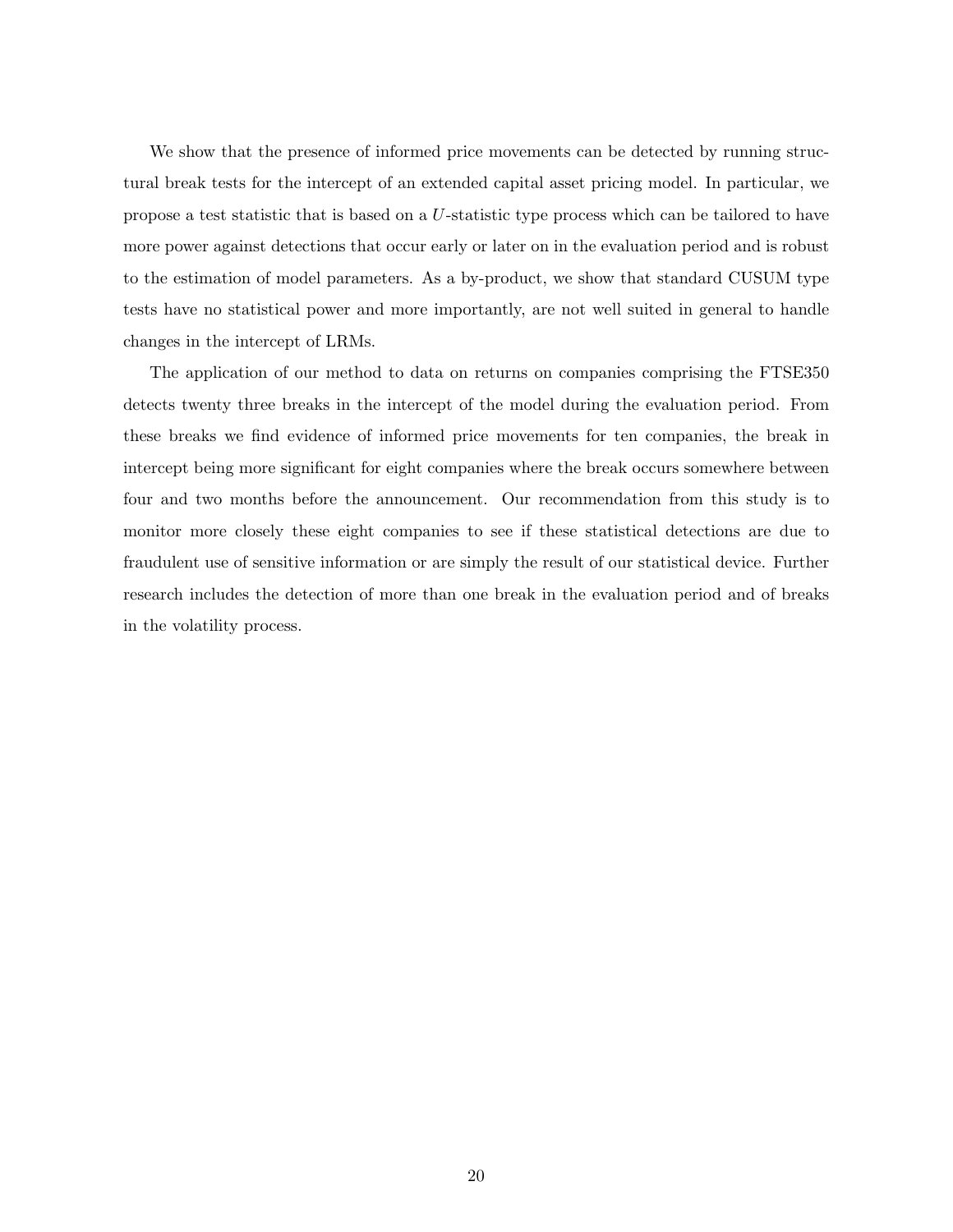We show that the presence of informed price movements can be detected by running structural break tests for the intercept of an extended capital asset pricing model. In particular, we propose a test statistic that is based on a $U$-statistic type process which can be tailored to have more power against detections that occur early or later on in the evaluation period and is robust to the estimation of model parameters. As a by-product, we show that standard CUSUM type tests have no statistical power and more importantly, are not well suited in general to handle changes in the intercept of LRMs.

The application of our method to data on returns on companies comprising the FTSE350 detects twenty three breaks in the intercept of the model during the evaluation period. From these breaks we find evidence of informed price movements for ten companies, the break in intercept being more significant for eight companies where the break occurs somewhere between four and two months before the announcement. Our recommendation from this study is to monitor more closely these eight companies to see if these statistical detections are due to fraudulent use of sensitive information or are simply the result of our statistical device. Further research includes the detection of more than one break in the evaluation period and of breaks in the volatility process.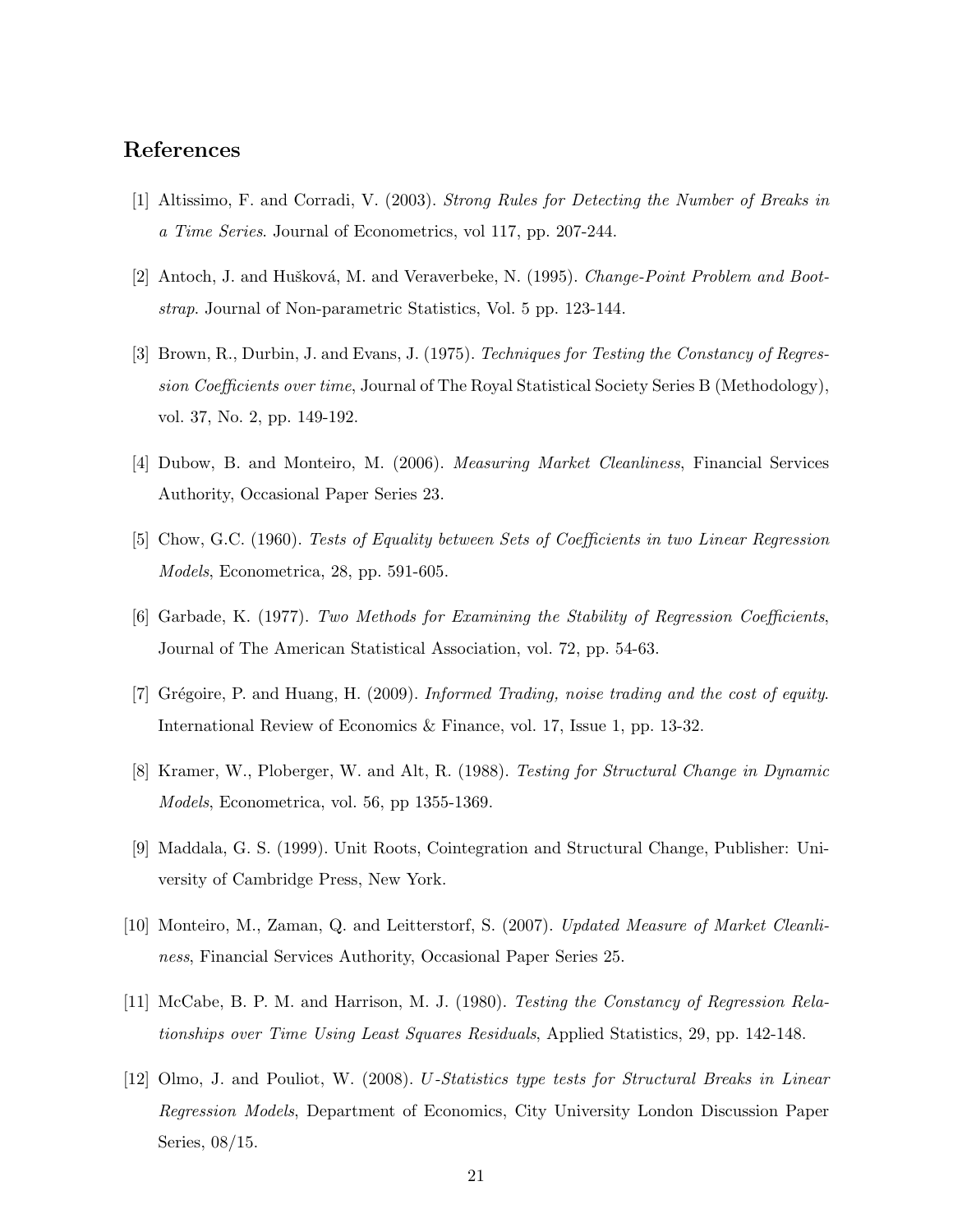## References

[1] Altissimo, F. and Corradi, V. (2003). *Strong Rules for Detecting the Number of Breaks in a Time Series*. Journal of Econometrics, vol 117, pp. 207-244.

[2] Antoch, J. and Hušková, M. and Veraverbeke, N. (1995). *Change-Point Problem and Bootstrap*. Journal of Non-parametric Statistics, Vol. 5 pp. 123-144.

[3] Brown, R., Durbin, J. and Evans, J. (1975). *Techniques for Testing the Constancy of Regression Coefficients over time*, Journal of The Royal Statistical Society Series B (Methodology), vol. 37, No. 2, pp. 149-192.

[4] Dubow, B. and Monteiro, M. (2006). *Measuring Market Cleanliness*, Financial Services Authority, Occasional Paper Series 23.

[5] Chow, G.C. (1960). *Tests of Equality between Sets of Coefficients in two Linear Regression Models*, Econometrica, 28, pp. 591-605.

[6] Garbade, K. (1977). *Two Methods for Examining the Stability of Regression Coefficients*, Journal of The American Statistical Association, vol. 72, pp. 54-63.

[7] Grégoire, P. and Huang, H. (2009). *Informed Trading, noise trading and the cost of equity*. International Review of Economics & Finance, vol. 17, Issue 1, pp. 13-32.

[8] Kramer, W., Ploberger, W. and Alt, R. (1988). *Testing for Structural Change in Dynamic Models*, Econometrica, vol. 56, pp 1355-1369.

[9] Maddala, G. S. (1999). Unit Roots, Cointegration and Structural Change, Publisher: University of Cambridge Press, New York.

[10] Monteiro, M., Zaman, Q. and Leitterstorf, S. (2007). *Updated Measure of Market Cleanliness*, Financial Services Authority, Occasional Paper Series 25.

[11] McCabe, B. P. M. and Harrison, M. J. (1980). *Testing the Constancy of Regression Relationships over Time Using Least Squares Residuals*, Applied Statistics, 29, pp. 142-148.

[12] Olmo, J. and Pouliot, W. (2008). *U-Statistics type tests for Structural Breaks in Linear Regression Models*, Department of Economics, City University London Discussion Paper Series, 08/15.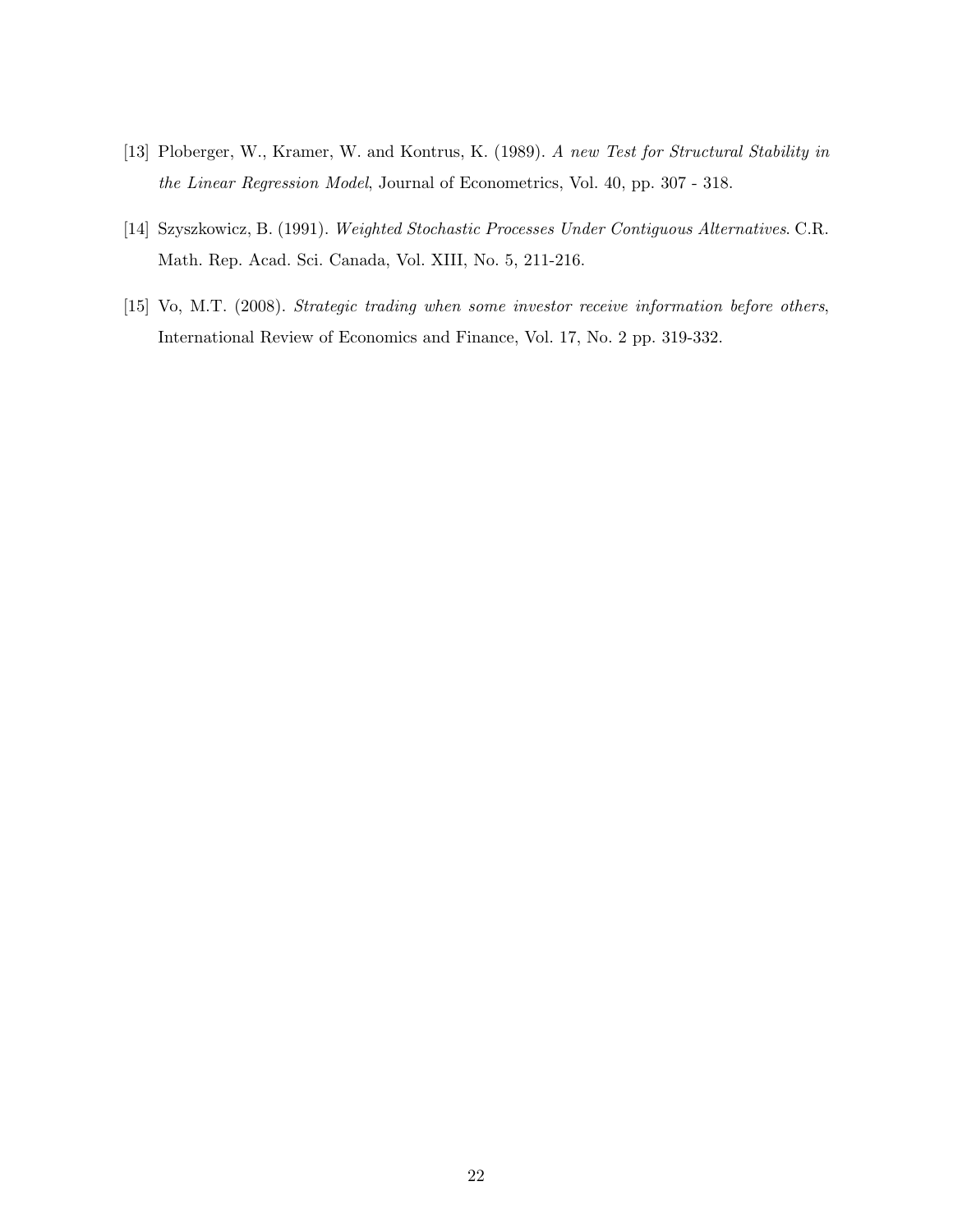[13] Ploberger, W., Kramer, W. and Kontrus, K. (1989). *A new Test for Structural Stability in the Linear Regression Model*, Journal of Econometrics, Vol. 40, pp. 307 - 318.

[14] Szyszkowicz, B. (1991). *Weighted Stochastic Processes Under Contiguous Alternatives*. C.R. Math. Rep. Acad. Sci. Canada, Vol. XIII, No. 5, 211-216.

[15] Vo, M.T. (2008). *Strategic trading when some investor receive information before others*, International Review of Economics and Finance, Vol. 17, No. 2 pp. 319-332.